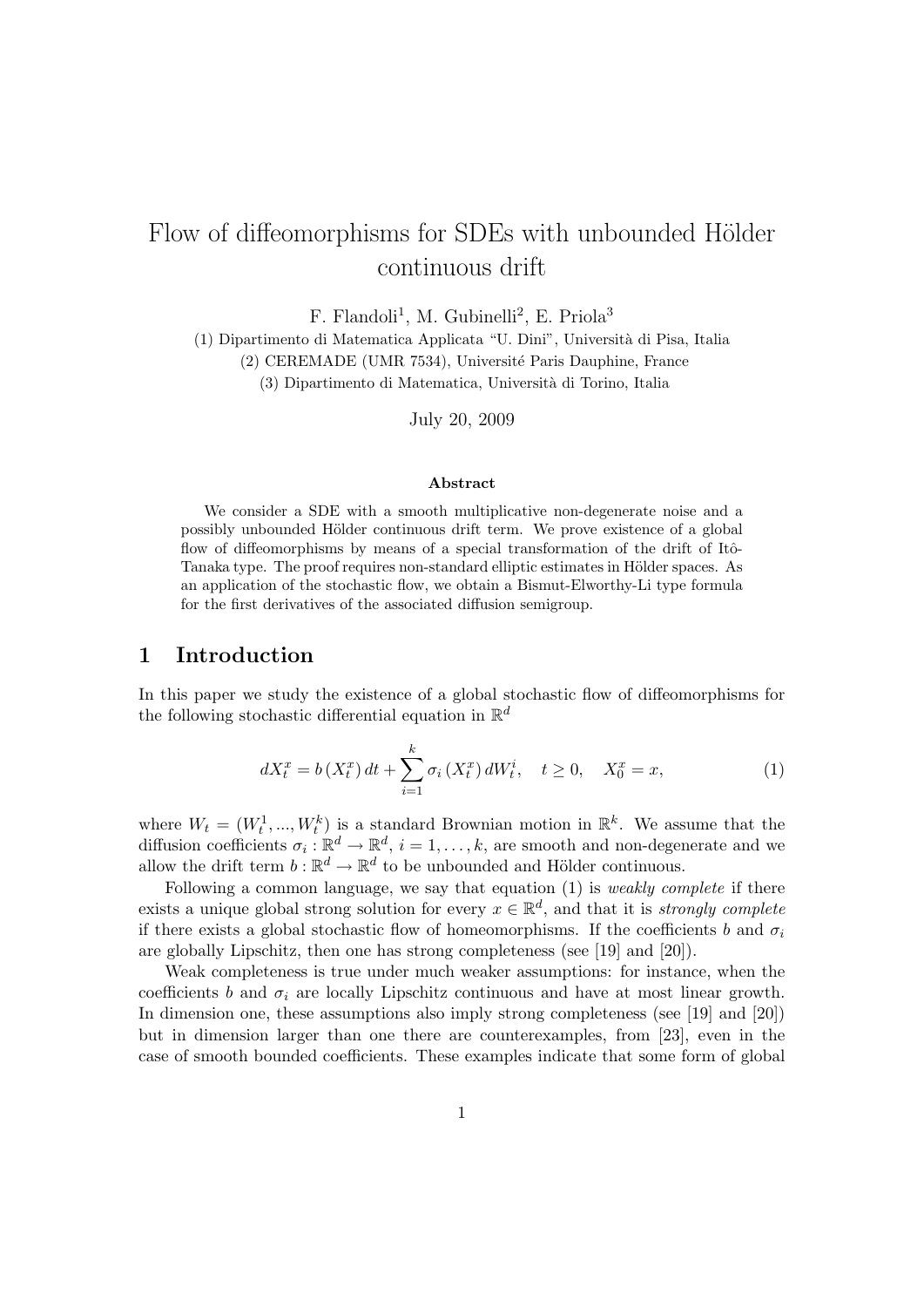# Flow of diffeomorphisms for SDEs with unbounded Hölder continuous drift

F. Flandoli[1], M. Gubinelli[2], E. Priola[3]

(1) Dipartimento di Matematica Applicata "U. Dini", Università di Pisa, Italia

(2) CEREMADE (UMR 7534), Université Paris Dauphine, France

(3) Dipartimento di Matematica, Università di Torino, Italia

July 20, 2009

### Abstract

We consider a SDE with a smooth multiplicative non-degenerate noise and a possibly unbounded Hölder continuous drift term. We prove existence of a global flow of diffeomorphisms by means of a special transformation of the drift of Itô-Tanaka type. The proof requires non-standard elliptic estimates in Hölder spaces. As an application of the stochastic flow, we obtain a Bismut-Elworthy-Li type formula for the first derivatives of the associated diffusion semigroup.

## 1 Introduction

In this paper we study the existence of a global stochastic flow of diffeomorphisms for the following stochastic differential equation in $\mathbb{R}^d$

$$dX_t^x = b(X_t^x)\,dt + \sum_{i=1}^{k} \sigma_i(X_t^x)\,dW_t^i, \quad t \geq 0, \quad X_0^x = x, \tag{1}$$

where $W_t = (W_t^1, ..., W_t^k)$ is a standard Brownian motion in $\mathbb{R}^k$. We assume that the diffusion coefficients $\sigma_i : \mathbb{R}^d \to \mathbb{R}^d$, $i = 1, \ldots, k$, are smooth and non-degenerate and we allow the drift term $b : \mathbb{R}^d \to \mathbb{R}^d$ to be unbounded and Hölder continuous.

Following a common language, we say that equation (1) is *weakly complete* if there exists a unique global strong solution for every $x \in \mathbb{R}^d$, and that it is *strongly complete* if there exists a global stochastic flow of homeomorphisms. If the coefficients $b$ and $\sigma_i$ are globally Lipschitz, then one has strong completeness (see [19] and [20]).

Weak completeness is true under much weaker assumptions: for instance, when the coefficients $b$ and $\sigma_i$ are locally Lipschitz continuous and have at most linear growth. In dimension one, these assumptions also imply strong completeness (see [19] and [20]) but in dimension larger than one there are counterexamples, from [23], even in the case of smooth bounded coefficients. These examples indicate that some form of global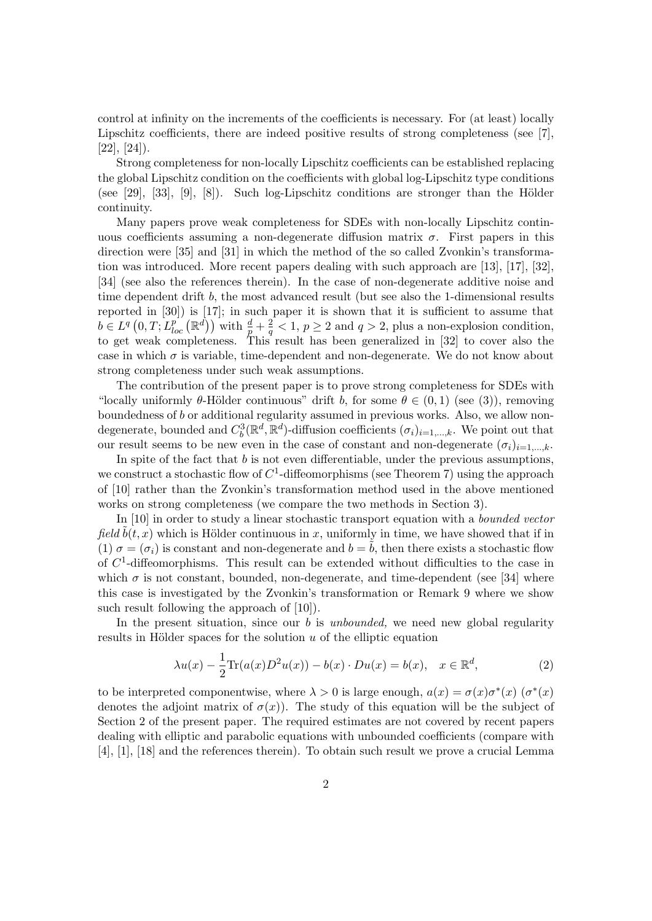control at infinity on the increments of the coefficients is necessary. For (at least) locally Lipschitz coefficients, there are indeed positive results of strong completeness (see [7], [22], [24]).

Strong completeness for non-locally Lipschitz coefficients can be established replacing the global Lipschitz condition on the coefficients with global log-Lipschitz type conditions (see [29], [33], [9], [8]). Such log-Lipschitz conditions are stronger than the Hölder continuity.

Many papers prove weak completeness for SDEs with non-locally Lipschitz continuous coefficients assuming a non-degenerate diffusion matrix $\sigma$. First papers in this direction were [35] and [31] in which the method of the so called Zvonkin's transformation was introduced. More recent papers dealing with such approach are [13], [17], [32], [34] (see also the references therein). In the case of non-degenerate additive noise and time dependent drift $b$, the most advanced result (but see also the 1-dimensional results reported in [30]) is [17]; in such paper it is shown that it is sufficient to assume that $b \in L^q\left(0,T;L^p_{loc}\left(\mathbb{R}^d\right)\right)$ with $\frac{d}{p}+\frac{2}{q}<1$, $p\geq 2$ and $q>2$, plus a non-explosion condition, to get weak completeness. This result has been generalized in [32] to cover also the case in which $\sigma$ is variable, time-dependent and non-degenerate. We do not know about strong completeness under such weak assumptions.

The contribution of the present paper is to prove strong completeness for SDEs with "locally uniformly $\theta$-Hölder continuous" drift $b$, for some $\theta \in (0,1)$ (see (3)), removing boundedness of $b$ or additional regularity assumed in previous works. Also, we allow non-degenerate, bounded and $C^3_b(\mathbb{R}^d,\mathbb{R}^d)$-diffusion coefficients $(\sigma_i)_{i=1,\dots,k}$. We point out that our result seems to be new even in the case of constant and non-degenerate $(\sigma_i)_{i=1,\dots,k}$.

In spite of the fact that $b$ is not even differentiable, under the previous assumptions, we construct a stochastic flow of $C^1$-diffeomorphisms (see Theorem 7) using the approach of [10] rather than the Zvonkin's transformation method used in the above mentioned works on strong completeness (we compare the two methods in Section 3).

In [10] in order to study a linear stochastic transport equation with a *bounded vector field* $\tilde{b}(t,x)$ which is Hölder continuous in $x$, uniformly in time, we have showed that if in (1) $\sigma=(\sigma_i)$ is constant and non-degenerate and $b=\tilde{b}$, then there exists a stochastic flow of $C^1$-diffeomorphisms. This result can be extended without difficulties to the case in which $\sigma$ is not constant, bounded, non-degenerate, and time-dependent (see [34] where this case is investigated by the Zvonkin's transformation or Remark 9 where we show such result following the approach of [10]).

In the present situation, since our $b$ is *unbounded,* we need new global regularity results in Hölder spaces for the solution $u$ of the elliptic equation

$$\lambda u(x) - \frac{1}{2}\mathrm{Tr}(a(x)D^2u(x)) - b(x)\cdot Du(x) = b(x), \quad x \in \mathbb{R}^d, \tag{2}$$

to be interpreted componentwise, where $\lambda>0$ is large enough, $a(x)=\sigma(x)\sigma^*(x)$ ($\sigma^*(x)$ denotes the adjoint matrix of $\sigma(x)$). The study of this equation will be the subject of Section 2 of the present paper. The required estimates are not covered by recent papers dealing with elliptic and parabolic equations with unbounded coefficients (compare with [4], [1], [18] and the references therein). To obtain such result we prove a crucial Lemma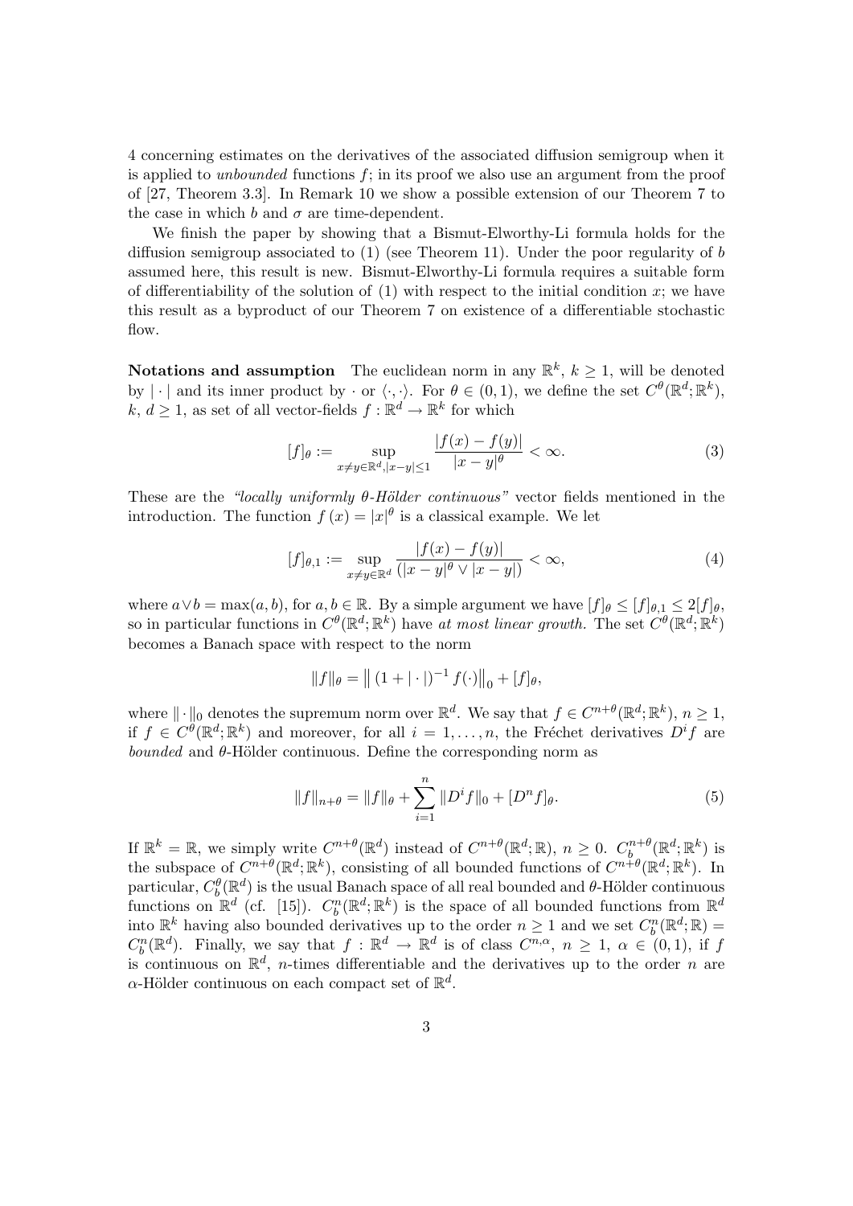4 concerning estimates on the derivatives of the associated diffusion semigroup when it is applied to *unbounded* functions $f$; in its proof we also use an argument from the proof of [27, Theorem 3.3]. In Remark 10 we show a possible extension of our Theorem 7 to the case in which $b$ and $\sigma$ are time-dependent.

We finish the paper by showing that a Bismut-Elworthy-Li formula holds for the diffusion semigroup associated to (1) (see Theorem 11). Under the poor regularity of $b$ assumed here, this result is new. Bismut-Elworthy-Li formula requires a suitable form of differentiability of the solution of (1) with respect to the initial condition $x$; we have this result as a byproduct of our Theorem 7 on existence of a differentiable stochastic flow.

**Notations and assumption** The euclidean norm in any $\mathbb{R}^k$, $k \geq 1$, will be denoted by $|\cdot|$ and its inner product by $\cdot$ or $\langle \cdot, \cdot \rangle$. For $\theta \in (0,1)$, we define the set $C^\theta(\mathbb{R}^d; \mathbb{R}^k)$, $k$, $d \geq 1$, as set of all vector-fields $f : \mathbb{R}^d \to \mathbb{R}^k$ for which

$$[f]_\theta := \sup_{x \neq y \in \mathbb{R}^d, |x-y| \leq 1} \frac{|f(x) - f(y)|}{|x-y|^\theta} < \infty. \tag{3}$$

These are the *"locally uniformly $\theta$-Hölder continuous"* vector fields mentioned in the introduction. The function $f(x) = |x|^\theta$ is a classical example. We let

$$[f]_{\theta,1} := \sup_{x \neq y \in \mathbb{R}^d} \frac{|f(x) - f(y)|}{(|x-y|^\theta \vee |x-y|)} < \infty, \tag{4}$$

where $a \vee b = \max(a, b)$, for $a, b \in \mathbb{R}$. By a simple argument we have $[f]_\theta \leq [f]_{\theta,1} \leq 2[f]_\theta$, so in particular functions in $C^\theta(\mathbb{R}^d; \mathbb{R}^k)$ have *at most linear growth.* The set $C^\theta(\mathbb{R}^d; \mathbb{R}^k)$ becomes a Banach space with respect to the norm

$$\|f\|_\theta = \left\| (1 + |\cdot|)^{-1} f(\cdot) \right\|_0 + [f]_\theta,$$

where $\|\cdot\|_0$ denotes the supremum norm over $\mathbb{R}^d$. We say that $f \in C^{n+\theta}(\mathbb{R}^d; \mathbb{R}^k)$, $n \geq 1$, if $f \in C^\theta(\mathbb{R}^d; \mathbb{R}^k)$ and moreover, for all $i = 1, \ldots, n$, the Fréchet derivatives $D^i f$ are *bounded* and $\theta$-Hölder continuous. Define the corresponding norm as

$$\|f\|_{n+\theta} = \|f\|_\theta + \sum_{i=1}^n \|D^i f\|_0 + [D^n f]_\theta. \tag{5}$$

If $\mathbb{R}^k = \mathbb{R}$, we simply write $C^{n+\theta}(\mathbb{R}^d)$ instead of $C^{n+\theta}(\mathbb{R}^d; \mathbb{R})$, $n \geq 0$. $C_b^{n+\theta}(\mathbb{R}^d; \mathbb{R}^k)$ is the subspace of $C^{n+\theta}(\mathbb{R}^d; \mathbb{R}^k)$, consisting of all bounded functions of $C^{n+\theta}(\mathbb{R}^d; \mathbb{R}^k)$. In particular, $C_b^\theta(\mathbb{R}^d)$ is the usual Banach space of all real bounded and $\theta$-Hölder continuous functions on $\mathbb{R}^d$ (cf. [15]). $C_b^n(\mathbb{R}^d; \mathbb{R}^k)$ is the space of all bounded functions from $\mathbb{R}^d$ into $\mathbb{R}^k$ having also bounded derivatives up to the order $n \geq 1$ and we set $C_b^n(\mathbb{R}^d; \mathbb{R}) = C_b^n(\mathbb{R}^d)$. Finally, we say that $f : \mathbb{R}^d \to \mathbb{R}^d$ is of class $C^{n,\alpha}$, $n \geq 1$, $\alpha \in (0,1)$, if $f$ is continuous on $\mathbb{R}^d$, $n$-times differentiable and the derivatives up to the order $n$ are $\alpha$-Hölder continuous on each compact set of $\mathbb{R}^d$.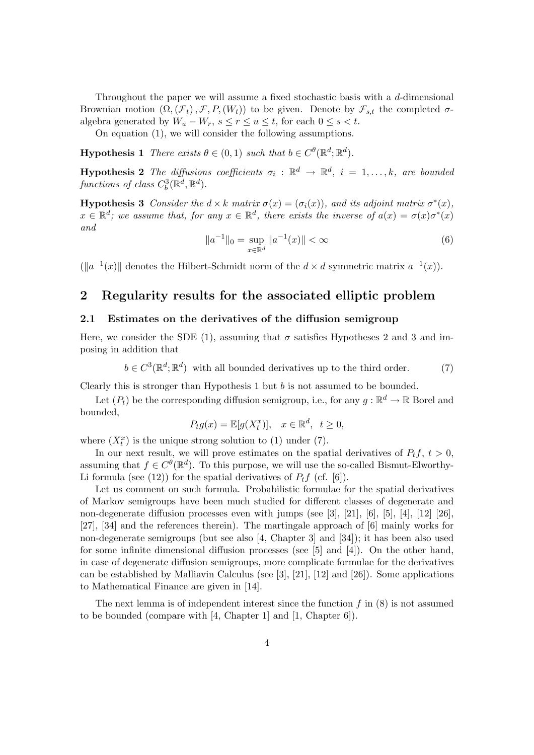Throughout the paper we will assume a fixed stochastic basis with a $d$-dimensional Brownian motion $(\Omega, (\mathcal{F}_t), \mathcal{F}, P, (W_t))$ to be given. Denote by $\mathcal{F}_{s,t}$ the completed $\sigma$-algebra generated by $W_u - W_r$, $s \le r \le u \le t$, for each $0 \le s < t$.

On equation (1), we will consider the following assumptions.

**Hypothesis 1** *There exists $\theta \in (0, 1)$ such that $b \in C^\theta(\mathbb{R}^d; \mathbb{R}^d)$.*

**Hypothesis 2** *The diffusions coefficients $\sigma_i : \mathbb{R}^d \to \mathbb{R}^d$, $i = 1, \ldots, k$, are bounded functions of class $C_b^3(\mathbb{R}^d, \mathbb{R}^d)$.*

**Hypothesis 3** *Consider the $d \times k$ matrix $\sigma(x) = (\sigma_i(x))$, and its adjoint matrix $\sigma^*(x)$, $x \in \mathbb{R}^d$; we assume that, for any $x \in \mathbb{R}^d$, there exists the inverse of $a(x) = \sigma(x)\sigma^*(x)$ and*

$$\|a^{-1}\|_0 = \sup_{x \in \mathbb{R}^d} \|a^{-1}(x)\| < \infty \tag{6}$$

($\|a^{-1}(x)\|$ denotes the Hilbert-Schmidt norm of the $d \times d$ symmetric matrix $a^{-1}(x)$).

## 2 Regularity results for the associated elliptic problem

### 2.1 Estimates on the derivatives of the diffusion semigroup

Here, we consider the SDE (1), assuming that $\sigma$ satisfies Hypotheses 2 and 3 and imposing in addition that

$$b \in C^3(\mathbb{R}^d; \mathbb{R}^d) \text{ with all bounded derivatives up to the third order.} \tag{7}$$

Clearly this is stronger than Hypothesis 1 but $b$ is not assumed to be bounded.

Let $(P_t)$ be the corresponding diffusion semigroup, i.e., for any $g : \mathbb{R}^d \to \mathbb{R}$ Borel and bounded,

$$P_t g(x) = \mathbb{E}[g(X_t^x)], \quad x \in \mathbb{R}^d, \ t \ge 0,$$

where $(X_t^x)$ is the unique strong solution to (1) under (7).

In our next result, we will prove estimates on the spatial derivatives of $P_t f$, $t > 0$, assuming that $f \in C^\theta(\mathbb{R}^d)$. To this purpose, we will use the so-called Bismut-Elworthy-Li formula (see (12)) for the spatial derivatives of $P_t f$ (cf. [6]).

Let us comment on such formula. Probabilistic formulae for the spatial derivatives of Markov semigroups have been much studied for different classes of degenerate and non-degenerate diffusion processes even with jumps (see [3], [21], [6], [5], [4], [12] [26], [27], [34] and the references therein). The martingale approach of [6] mainly works for non-degenerate semigroups (but see also [4, Chapter 3] and [34]); it has been also used for some infinite dimensional diffusion processes (see [5] and [4]). On the other hand, in case of degenerate diffusion semigroups, more complicate formulae for the derivatives can be established by Malliavin Calculus (see [3], [21], [12] and [26]). Some applications to Mathematical Finance are given in [14].

The next lemma is of independent interest since the function $f$ in (8) is not assumed to be bounded (compare with [4, Chapter 1] and [1, Chapter 6]).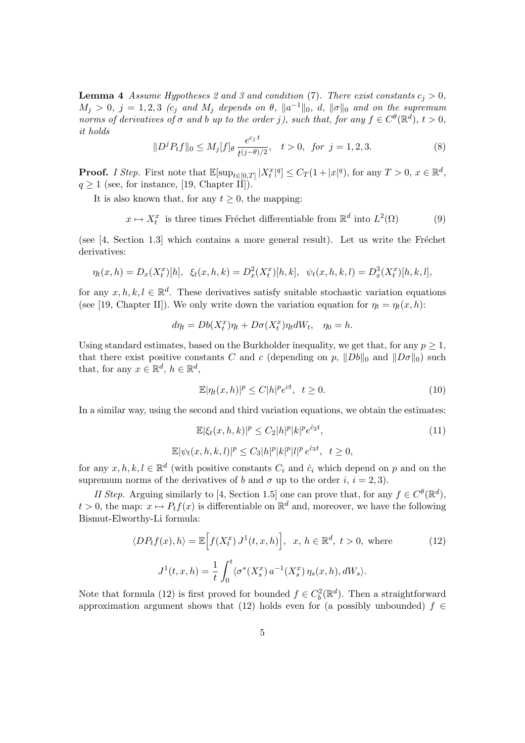**Lemma 4** *Assume Hypotheses 2 and 3 and condition* (7). *There exist constants $c_j > 0$, $M_j > 0$, $j = 1, 2, 3$ ($c_j$ and $M_j$ depends on $\theta$, $\|a^{-1}\|_0$, $d$, $\|\sigma\|_0$ and on the supremum norms of derivatives of $\sigma$ and $b$ up to the order $j$), such that, for any $f \in C^\theta(\mathbb{R}^d)$, $t > 0$, it holds*

$$\|D^j P_t f\|_0 \le M_j [f]_\theta \, \frac{e^{c_j t}}{t^{(j-\theta)/2}}, \quad t > 0, \quad \textit{for } j = 1, 2, 3. \tag{8}$$

**Proof.** *I Step.* First note that $\mathbb{E}[\sup_{t\in[0,T]} |X_t^x|^q] \le C_T(1 + |x|^q)$, for any $T > 0$, $x \in \mathbb{R}^d$, $q \ge 1$ (see, for instance, [19, Chapter II]).

It is also known that, for any $t \ge 0$, the mapping:

$$x \mapsto X_t^x \text{ is three times Fréchet differentiable from } \mathbb{R}^d \text{ into } L^2(\Omega) \tag{9}$$

(see [4, Section 1.3] which contains a more general result). Let us write the Fréchet derivatives:

$$\eta_t(x, h) = D_x(X_t^x)[h], \;\; \xi_t(x, h, k) = D_x^2(X_t^x)[h, k], \;\; \psi_t(x, h, k, l) = D_x^3(X_t^x)[h, k, l],$$

for any $x, h, k, l \in \mathbb{R}^d$. These derivatives satisfy suitable stochastic variation equations (see [19, Chapter II]). We only write down the variation equation for $\eta_t = \eta_t(x, h)$:

$$d\eta_t = Db(X_t^x)\eta_t + D\sigma(X_t^x)\eta_t dW_t, \quad \eta_0 = h.$$

Using standard estimates, based on the Burkholder inequality, we get that, for any $p \ge 1$, that there exist positive constants $C$ and $c$ (depending on $p$, $\|Db\|_0$ and $\|D\sigma\|_0$) such that, for any $x \in \mathbb{R}^d$, $h \in \mathbb{R}^d$,

$$\mathbb{E}|\eta_t(x, h)|^p \le C|h|^p e^{ct}, \;\; t \ge 0. \tag{10}$$

In a similar way, using the second and third variation equations, we obtain the estimates:

$$\mathbb{E}|\xi_t(x, h, k)|^p \le C_2 |h|^p |k|^p e^{\hat{c}_2 t}, \tag{11}$$

$$\mathbb{E}|\psi_t(x, h, k, l)|^p \le C_3 |h|^p |k|^p |l|^p \, e^{\hat{c}_3 t}, \;\; t \ge 0,$$

for any $x, h, k, l \in \mathbb{R}^d$ (with positive constants $C_i$ and $\hat{c}_i$ which depend on $p$ and on the supremum norms of the derivatives of $b$ and $\sigma$ up to the order $i$, $i = 2, 3$).

*II Step.* Arguing similarly to [4, Section 1.5] one can prove that, for any $f \in C^\theta(\mathbb{R}^d)$, $t > 0$, the map: $x \mapsto P_t f(x)$ is differentiable on $\mathbb{R}^d$ and, moreover, we have the following Bismut-Elworthy-Li formula:

$$\langle DP_t f(x), h\rangle = \mathbb{E}\Big[f(X_t^x)\, J^1(t, x, h)\Big], \;\; x,\, h \in \mathbb{R}^d, \; t > 0, \text{ where} \tag{12}$$

$$J^1(t, x, h) = \frac{1}{t}\int_0^t \langle \sigma^*(X_s^x)\, a^{-1}(X_s^x)\, \eta_s(x, h), dW_s\rangle.$$

Note that formula (12) is first proved for bounded $f \in C_b^2(\mathbb{R}^d)$. Then a straightforward approximation argument shows that (12) holds even for (a possibly unbounded) $f \in$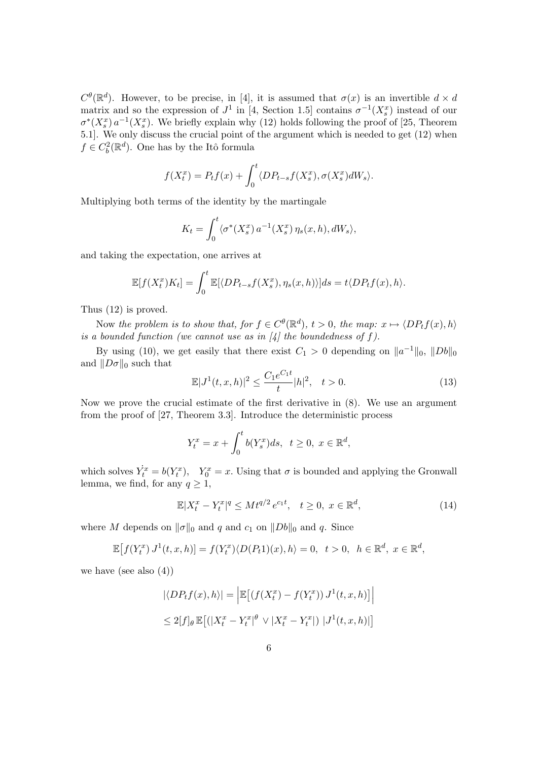$C^\theta(\mathbb{R}^d)$. However, to be precise, in [4], it is assumed that $\sigma(x)$ is an invertible $d \times d$ matrix and so the expression of $J^1$ in [4, Section 1.5] contains $\sigma^{-1}(X_s^x)$ instead of our $\sigma^*(X_s^x)\, a^{-1}(X_s^x)$. We briefly explain why (12) holds following the proof of [25, Theorem 5.1]. We only discuss the crucial point of the argument which is needed to get (12) when $f \in C_b^2(\mathbb{R}^d)$. One has by the Itô formula

$$f(X_t^x) = P_t f(x) + \int_0^t \langle DP_{t-s} f(X_s^x), \sigma(X_s^x) dW_s \rangle.$$

Multiplying both terms of the identity by the martingale

$$K_t = \int_0^t \langle \sigma^*(X_s^x)\, a^{-1}(X_s^x)\, \eta_s(x,h), dW_s \rangle,$$

and taking the expectation, one arrives at

$$\mathbb{E}[f(X_t^x) K_t] = \int_0^t \mathbb{E}[\langle DP_{t-s} f(X_s^x), \eta_s(x,h) \rangle] ds = t \langle DP_t f(x), h \rangle.$$

Thus (12) is proved.

Now *the problem is to show that, for $f \in C^\theta(\mathbb{R}^d)$, $t > 0$, the map: $x \mapsto \langle DP_t f(x), h \rangle$ is a bounded function (we cannot use as in [4] the boundedness of $f$).*

By using (10), we get easily that there exist $C_1 > 0$ depending on $\|a^{-1}\|_0$, $\|Db\|_0$ and $\|D\sigma\|_0$ such that

$$\mathbb{E}|J^1(t,x,h)|^2 \le \frac{C_1 e^{C_1 t}}{t} |h|^2, \quad t > 0. \tag{13}$$

Now we prove the crucial estimate of the first derivative in (8). We use an argument from the proof of [27, Theorem 3.3]. Introduce the deterministic process

$$Y_t^x = x + \int_0^t b(Y_s^x) ds, \;\; t \ge 0, \; x \in \mathbb{R}^d,$$

which solves $\dot{Y_t^x} = b(Y_t^x)$, $\;Y_0^x = x$. Using that $\sigma$ is bounded and applying the Gronwall lemma, we find, for any $q \ge 1$,

$$\mathbb{E}|X_t^x - Y_t^x|^q \le M t^{q/2} e^{c_1 t}, \quad t \ge 0, \; x \in \mathbb{R}^d, \tag{14}$$

where $M$ depends on $\|\sigma\|_0$ and $q$ and $c_1$ on $\|Db\|_0$ and $q$. Since

$$\mathbb{E}\big[f(Y_t^x)\, J^1(t,x,h)\big] = f(Y_t^x) \langle D(P_t 1)(x), h \rangle = 0, \;\; t > 0, \;\; h \in \mathbb{R}^d, \; x \in \mathbb{R}^d,$$

we have (see also (4))

$$|\langle DP_t f(x), h \rangle| = \Big| \mathbb{E}\big[(f(X_t^x) - f(Y_t^x))\, J^1(t,x,h)\big] \Big|$$

$$\le 2[f]_\theta \, \mathbb{E}\big[(|X_t^x - Y_t^x|^\theta \vee |X_t^x - Y_t^x|) \; |J^1(t,x,h)|\big]$$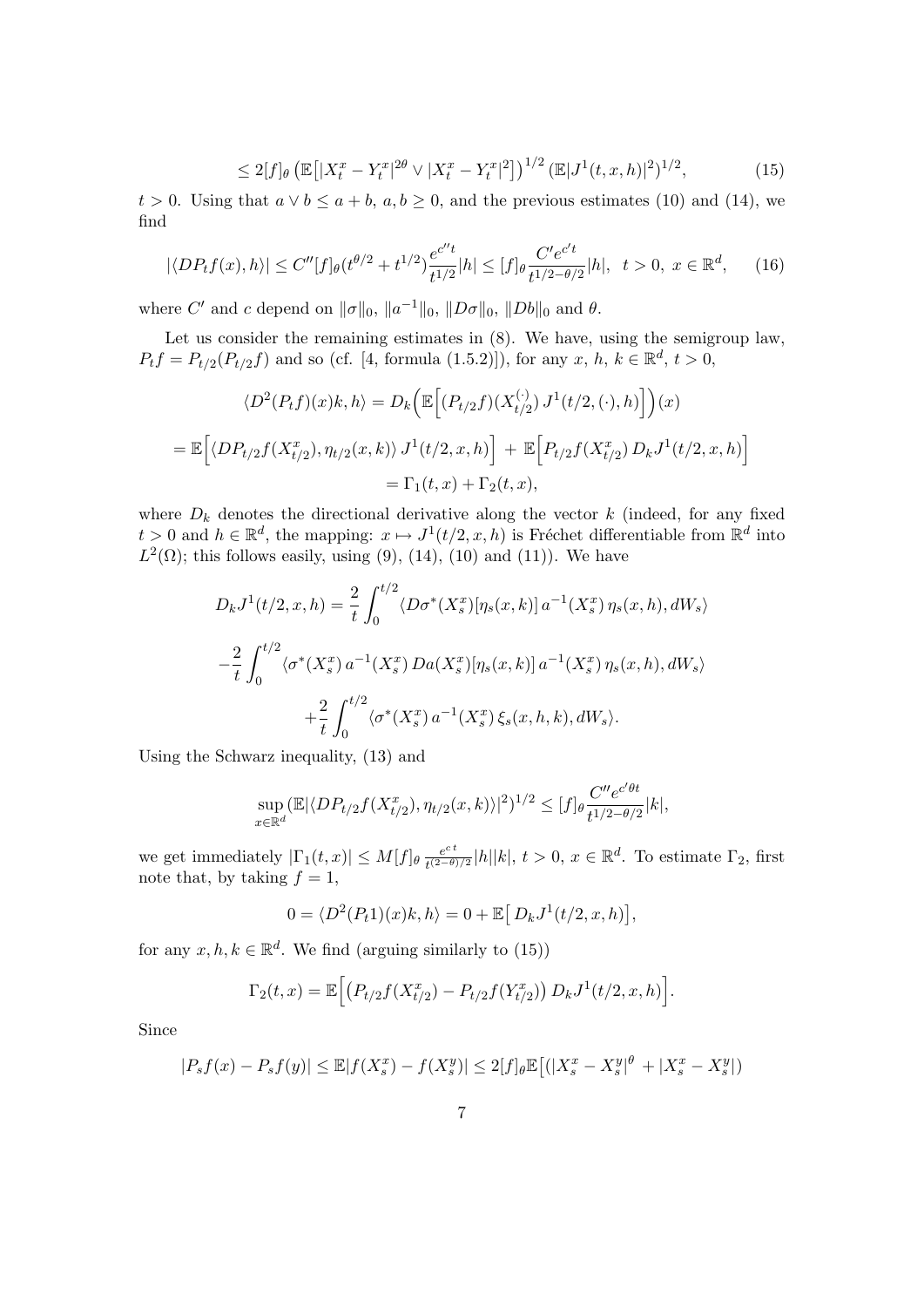$$
\leq 2[f]_\theta \left(\mathbb{E}\big[|X_t^x - Y_t^x|^{2\theta} \vee |X_t^x - Y_t^x|^2\big]\right)^{1/2} (\mathbb{E}|J^1(t,x,h)|^2)^{1/2}, \tag{15}
$$

$t > 0$. Using that $a \vee b \leq a + b$, $a, b \geq 0$, and the previous estimates (10) and (14), we find

$$
|\langle DP_t f(x), h\rangle| \leq C''[f]_\theta (t^{\theta/2} + t^{1/2}) \frac{e^{c''t}}{t^{1/2}} |h| \leq [f]_\theta \frac{C' e^{c't}}{t^{1/2-\theta/2}} |h|, \quad t > 0, \ x \in \mathbb{R}^d, \tag{16}
$$

where $C'$ and $c$ depend on $\|\sigma\|_0$, $\|a^{-1}\|_0$, $\|D\sigma\|_0$, $\|Db\|_0$ and $\theta$.

Let us consider the remaining estimates in (8). We have, using the semigroup law, $P_t f = P_{t/2}(P_{t/2} f)$ and so (cf. [4, formula (1.5.2)]), for any $x$, $h$, $k \in \mathbb{R}^d$, $t > 0$,

$$
\langle D^2(P_t f)(x)k, h\rangle = D_k\Big(\mathbb{E}\Big[(P_{t/2}f)(X_{t/2}^{(\cdot)})\, J^1(t/2, (\cdot), h)\Big]\Big)(x)
$$

$$
= \mathbb{E}\Big[\langle DP_{t/2}f(X_{t/2}^x), \eta_{t/2}(x,k)\rangle\, J^1(t/2, x, h)\Big] \;+\; \mathbb{E}\Big[P_{t/2}f(X_{t/2}^x)\, D_k J^1(t/2, x, h)\Big]
$$

$$
= \Gamma_1(t,x) + \Gamma_2(t,x),
$$

where $D_k$ denotes the directional derivative along the vector $k$ (indeed, for any fixed $t > 0$ and $h \in \mathbb{R}^d$, the mapping: $x \mapsto J^1(t/2, x, h)$ is Fréchet differentiable from $\mathbb{R}^d$ into $L^2(\Omega)$; this follows easily, using (9), (14), (10) and (11)). We have

$$
D_k J^1(t/2, x, h) = \frac{2}{t} \int_0^{t/2} \langle D\sigma^*(X_s^x)[\eta_s(x,k)]\, a^{-1}(X_s^x)\, \eta_s(x,h), dW_s\rangle
$$

$$
-\frac{2}{t} \int_0^{t/2} \langle \sigma^*(X_s^x)\, a^{-1}(X_s^x)\, Da(X_s^x)[\eta_s(x,k)]\, a^{-1}(X_s^x)\, \eta_s(x,h), dW_s\rangle
$$

$$
+\frac{2}{t} \int_0^{t/2} \langle \sigma^*(X_s^x)\, a^{-1}(X_s^x)\, \xi_s(x,h,k), dW_s\rangle.
$$

Using the Schwarz inequality, (13) and

$$
\sup_{x \in \mathbb{R}^d} (\mathbb{E}|\langle DP_{t/2}f(X_{t/2}^x), \eta_{t/2}(x,k)\rangle|^2)^{1/2} \leq [f]_\theta \frac{C'' e^{c'\theta t}}{t^{1/2-\theta/2}} |k|,
$$

we get immediately $|\Gamma_1(t,x)| \leq M[f]_\theta \, \frac{e^{c\,t}}{t^{(2-\theta)/2}} |h||k|$, $t > 0$, $x \in \mathbb{R}^d$. To estimate $\Gamma_2$, first note that, by taking $f = 1$,

$$
0 = \langle D^2(P_t 1)(x)k, h\rangle = 0 + \mathbb{E}\big[\, D_k J^1(t/2, x, h)\big],
$$

for any $x, h, k \in \mathbb{R}^d$. We find (arguing similarly to (15))

$$
\Gamma_2(t,x) = \mathbb{E}\Big[\big(P_{t/2}f(X_{t/2}^x) - P_{t/2}f(Y_{t/2}^x)\big)\, D_k J^1(t/2, x, h)\Big].
$$

Since

$$
|P_s f(x) - P_s f(y)| \leq \mathbb{E}|f(X_s^x) - f(X_s^y)| \leq 2[f]_\theta \mathbb{E}\big[(|X_s^x - X_s^y|^\theta + |X_s^x - X_s^y|)
$$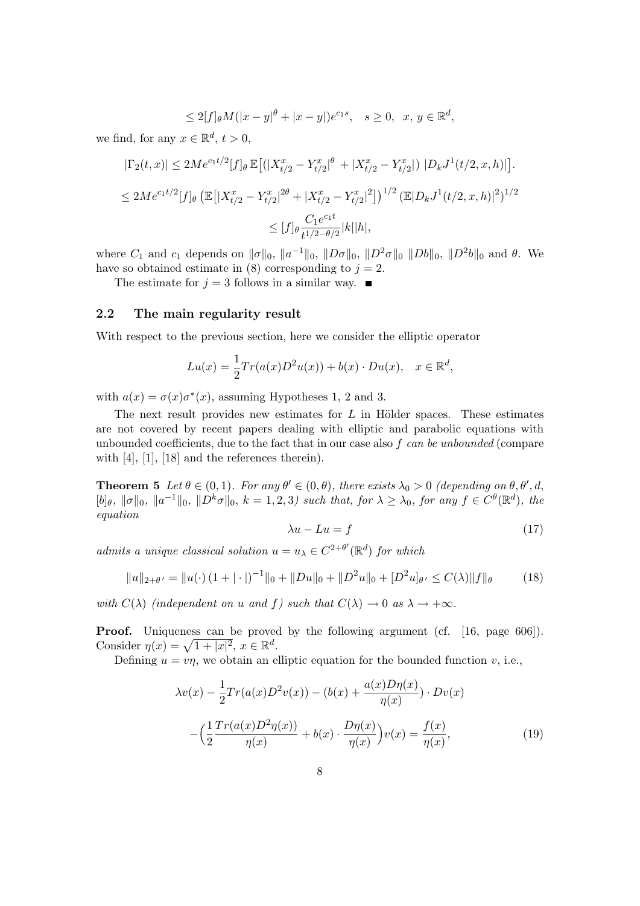$$\leq 2[f]_\theta M(|x-y|^\theta + |x-y|)e^{c_1 s}, \quad s \geq 0, \quad x, y \in \mathbb{R}^d,$$

we find, for any $x \in \mathbb{R}^d$, $t > 0$,

$$|\Gamma_2(t,x)| \leq 2Me^{c_1 t/2}[f]_\theta \, \mathbb{E}\big[(|X^x_{t/2} - Y^x_{t/2}|^\theta + |X^x_{t/2} - Y^x_{t/2}|) \; |D_k J^1(t/2, x, h)|\big].$$

$$\leq 2Me^{c_1 t/2}[f]_\theta \left(\mathbb{E}\big[|X^x_{t/2} - Y^x_{t/2}|^{2\theta} + |X^x_{t/2} - Y^x_{t/2}|^2\big]\right)^{1/2} \left(\mathbb{E}|D_k J^1(t/2,x,h)|^2\right)^{1/2}$$

$$\leq [f]_\theta \frac{C_1 e^{c_1 t}}{t^{1/2 - \theta/2}} |k||h|,$$

where $C_1$ and $c_1$ depends on $\|\sigma\|_0$, $\|a^{-1}\|_0$, $\|D\sigma\|_0$, $\|D^2\sigma\|_0$ $\|Db\|_0$, $\|D^2 b\|_0$ and $\theta$. We have so obtained estimate in (8) corresponding to $j = 2$.

The estimate for $j = 3$ follows in a similar way. ■

## 2.2 The main regularity result

With respect to the previous section, here we consider the elliptic operator

$$Lu(x) = \frac{1}{2} Tr(a(x) D^2 u(x)) + b(x) \cdot Du(x), \quad x \in \mathbb{R}^d,$$

with $a(x) = \sigma(x)\sigma^*(x)$, assuming Hypotheses 1, 2 and 3.

The next result provides new estimates for $L$ in Hölder spaces. These estimates are not covered by recent papers dealing with elliptic and parabolic equations with unbounded coefficients, due to the fact that in our case also *$f$ can be unbounded* (compare with [4], [1], [18] and the references therein).

**Theorem 5** *Let $\theta \in (0,1)$. For any $\theta' \in (0, \theta)$, there exists $\lambda_0 > 0$ (depending on $\theta, \theta', d$, $[b]_\theta$, $\|\sigma\|_0$, $\|a^{-1}\|_0$, $\|D^k \sigma\|_0$, $k = 1,2,3$) such that, for $\lambda \geq \lambda_0$, for any $f \in C^\theta(\mathbb{R}^d)$, the equation*

$$\lambda u - Lu = f \tag{17}$$

*admits a unique classical solution $u = u_\lambda \in C^{2+\theta'}(\mathbb{R}^d)$ for which*

$$\|u\|_{2+\theta'} = \|u(\cdot)\,(1 + |\cdot|)^{-1}\|_0 + \|Du\|_0 + \|D^2 u\|_0 + [D^2 u]_{\theta'} \leq C(\lambda)\|f\|_\theta \tag{18}$$

*with $C(\lambda)$ (independent on $u$ and $f$) such that $C(\lambda) \to 0$ as $\lambda \to +\infty$.*

**Proof.** Uniqueness can be proved by the following argument (cf. [16, page 606]). Consider $\eta(x) = \sqrt{1 + |x|^2}$, $x \in \mathbb{R}^d$.

Defining $u = v\eta$, we obtain an elliptic equation for the bounded function $v$, i.e.,

$$\lambda v(x) - \frac{1}{2} Tr(a(x) D^2 v(x)) - (b(x) + \frac{a(x) D\eta(x)}{\eta(x)}) \cdot Dv(x)$$

$$-\Big(\frac{1}{2}\frac{Tr(a(x) D^2 \eta(x))}{\eta(x)} + b(x) \cdot \frac{D\eta(x)}{\eta(x)}\Big) v(x) = \frac{f(x)}{\eta(x)}, \tag{19}$$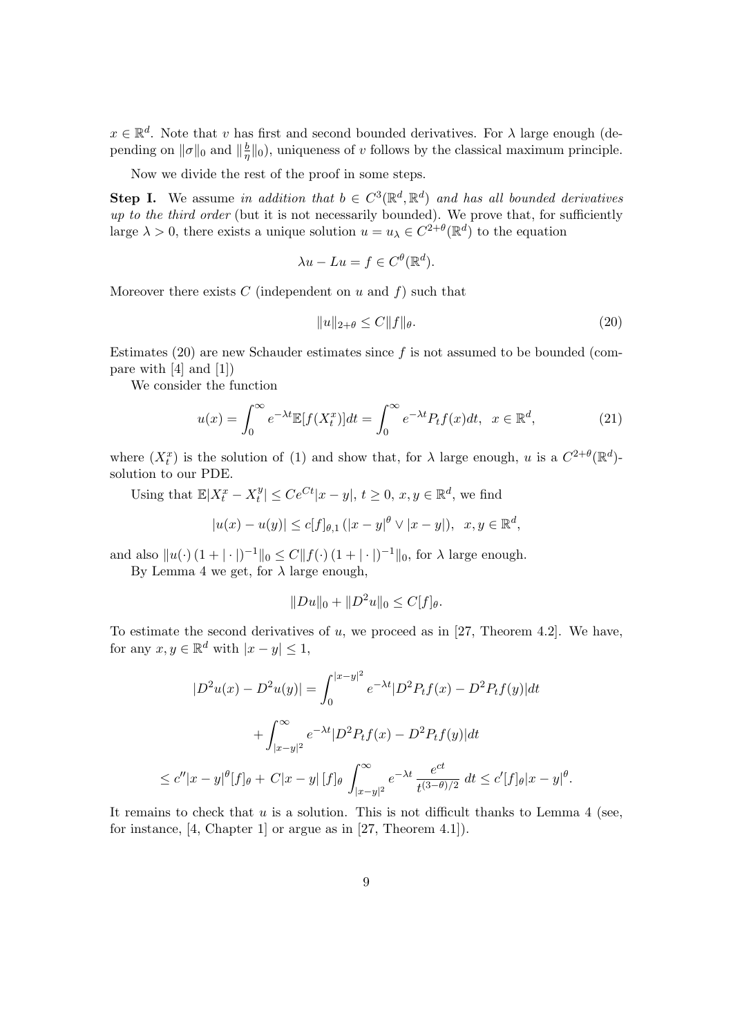$x \in \mathbb{R}^d$. Note that $v$ has first and second bounded derivatives. For $\lambda$ large enough (depending on $\|\sigma\|_0$ and $\|\frac{b}{\eta}\|_0$), uniqueness of $v$ follows by the classical maximum principle.

Now we divide the rest of the proof in some steps.

**Step I.** We assume *in addition that* $b \in C^3(\mathbb{R}^d, \mathbb{R}^d)$ *and has all bounded derivatives up to the third order* (but it is not necessarily bounded). We prove that, for sufficiently large $\lambda > 0$, there exists a unique solution $u = u_\lambda \in C^{2+\theta}(\mathbb{R}^d)$ to the equation

$$\lambda u - Lu = f \in C^\theta(\mathbb{R}^d).$$

Moreover there exists $C$ (independent on $u$ and $f$) such that

$$\|u\|_{2+\theta} \leq C\|f\|_\theta. \tag{20}$$

Estimates (20) are new Schauder estimates since $f$ is not assumed to be bounded (compare with [4] and [1])

We consider the function

$$u(x) = \int_0^\infty e^{-\lambda t}\mathbb{E}[f(X_t^x)]dt = \int_0^\infty e^{-\lambda t} P_t f(x)dt, \;\; x \in \mathbb{R}^d, \tag{21}$$

where $(X_t^x)$ is the solution of (1) and show that, for $\lambda$ large enough, $u$ is a $C^{2+\theta}(\mathbb{R}^d)$-solution to our PDE.

Using that $\mathbb{E}|X_t^x - X_t^y| \leq Ce^{Ct}|x-y|$, $t \geq 0$, $x, y \in \mathbb{R}^d$, we find

$$|u(x) - u(y)| \leq c[f]_{\theta,1}\,(|x-y|^\theta \vee |x-y|), \;\; x, y \in \mathbb{R}^d,$$

and also $\|u(\cdot)\,(1+|\cdot|)^{-1}\|_0 \leq C\|f(\cdot)\,(1+|\cdot|)^{-1}\|_0$, for $\lambda$ large enough.

By Lemma 4 we get, for $\lambda$ large enough,

$$\|Du\|_0 + \|D^2 u\|_0 \leq C[f]_\theta.$$

To estimate the second derivatives of $u$, we proceed as in [27, Theorem 4.2]. We have, for any $x, y \in \mathbb{R}^d$ with $|x-y| \leq 1$,

$$|D^2u(x) - D^2u(y)| = \int_0^{|x-y|^2} e^{-\lambda t}|D^2P_tf(x) - D^2P_tf(y)|dt$$

$$+ \int_{|x-y|^2}^\infty e^{-\lambda t}|D^2P_tf(x) - D^2P_tf(y)|dt$$

$$\leq c''|x-y|^\theta[f]_\theta + C|x-y|\,[f]_\theta \int_{|x-y|^2}^\infty e^{-\lambda t}\,\frac{e^{ct}}{t^{(3-\theta)/2}}\,dt \leq c'[f]_\theta|x-y|^\theta.$$

It remains to check that $u$ is a solution. This is not difficult thanks to Lemma 4 (see, for instance, [4, Chapter 1] or argue as in [27, Theorem 4.1]).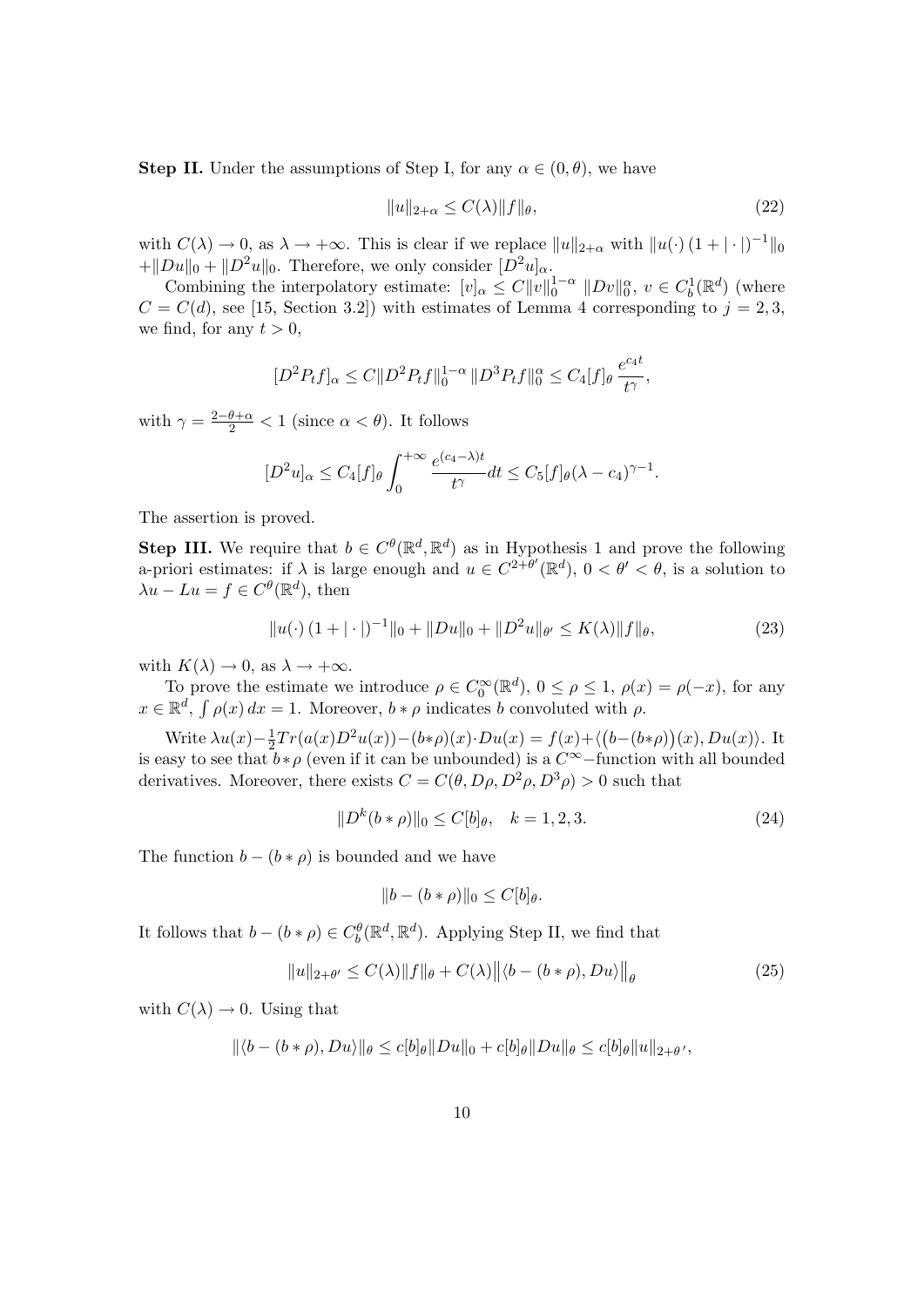**Step II.** Under the assumptions of Step I, for any $\alpha \in (0, \theta)$, we have

$$\|u\|_{2+\alpha} \le C(\lambda)\|f\|_\theta, \tag{22}$$

with $C(\lambda) \to 0$, as $\lambda \to +\infty$. This is clear if we replace $\|u\|_{2+\alpha}$ with $\|u(\cdot)\,(1+|\cdot|)^{-1}\|_0$ $+\|Du\|_0 + \|D^2u\|_0$. Therefore, we only consider $[D^2u]_\alpha$.

Combining the interpolatory estimate: $[v]_\alpha \le C\|v\|_0^{1-\alpha}\,\|Dv\|_0^\alpha$, $v \in C_b^1(\mathbb{R}^d)$ (where $C = C(d)$, see [15, Section 3.2]) with estimates of Lemma 4 corresponding to $j = 2, 3$, we find, for any $t > 0$,

$$[D^2P_tf]_\alpha \le C\|D^2P_tf\|_0^{1-\alpha}\,\|D^3P_tf\|_0^\alpha \le C_4[f]_\theta\,\frac{e^{c_4t}}{t^\gamma},$$

with $\gamma = \frac{2-\theta+\alpha}{2} < 1$ (since $\alpha < \theta$). It follows

$$[D^2u]_\alpha \le C_4[f]_\theta \int_0^{+\infty} \frac{e^{(c_4-\lambda)t}}{t^\gamma}dt \le C_5[f]_\theta(\lambda - c_4)^{\gamma-1}.$$

The assertion is proved.

**Step III.** We require that $b \in C^\theta(\mathbb{R}^d, \mathbb{R}^d)$ as in Hypothesis 1 and prove the following a-priori estimates: if $\lambda$ is large enough and $u \in C^{2+\theta'}(\mathbb{R}^d)$, $0 < \theta' < \theta$, is a solution to $\lambda u - Lu = f \in C^\theta(\mathbb{R}^d)$, then

$$\|u(\cdot)\,(1+|\cdot|)^{-1}\|_0 + \|Du\|_0 + \|D^2u\|_{\theta'} \le K(\lambda)\|f\|_\theta, \tag{23}$$

with $K(\lambda) \to 0$, as $\lambda \to +\infty$.

To prove the estimate we introduce $\rho \in C_0^\infty(\mathbb{R}^d)$, $0 \le \rho \le 1$, $\rho(x) = \rho(-x)$, for any $x \in \mathbb{R}^d$, $\int \rho(x)\,dx = 1$. Moreover, $b * \rho$ indicates $b$ convoluted with $\rho$.

Write $\lambda u(x) - \frac{1}{2}Tr(a(x)D^2u(x)) - (b*\rho)(x)\cdot Du(x) = f(x) + \langle \big(b-(b*\rho)\big)(x), Du(x)\rangle$. It is easy to see that $b*\rho$ (even if it can be unbounded) is a $C^\infty$−function with all bounded derivatives. Moreover, there exists $C = C(\theta, D\rho, D^2\rho, D^3\rho) > 0$ such that

$$\|D^k(b*\rho)\|_0 \le C[b]_\theta, \quad k = 1, 2, 3. \tag{24}$$

The function $b - (b*\rho)$ is bounded and we have

$$\|b - (b*\rho)\|_0 \le C[b]_\theta.$$

It follows that $b - (b*\rho) \in C_b^\theta(\mathbb{R}^d, \mathbb{R}^d)$. Applying Step II, we find that

$$\|u\|_{2+\theta'} \le C(\lambda)\|f\|_\theta + C(\lambda)\big\|\langle b-(b*\rho), Du\rangle\big\|_\theta \tag{25}$$

with $C(\lambda) \to 0$. Using that

$$\|\langle b-(b*\rho), Du\rangle\|_\theta \le c[b]_\theta\|Du\|_0 + c[b]_\theta\|Du\|_\theta \le c[b]_\theta\|u\|_{2+\theta'},$$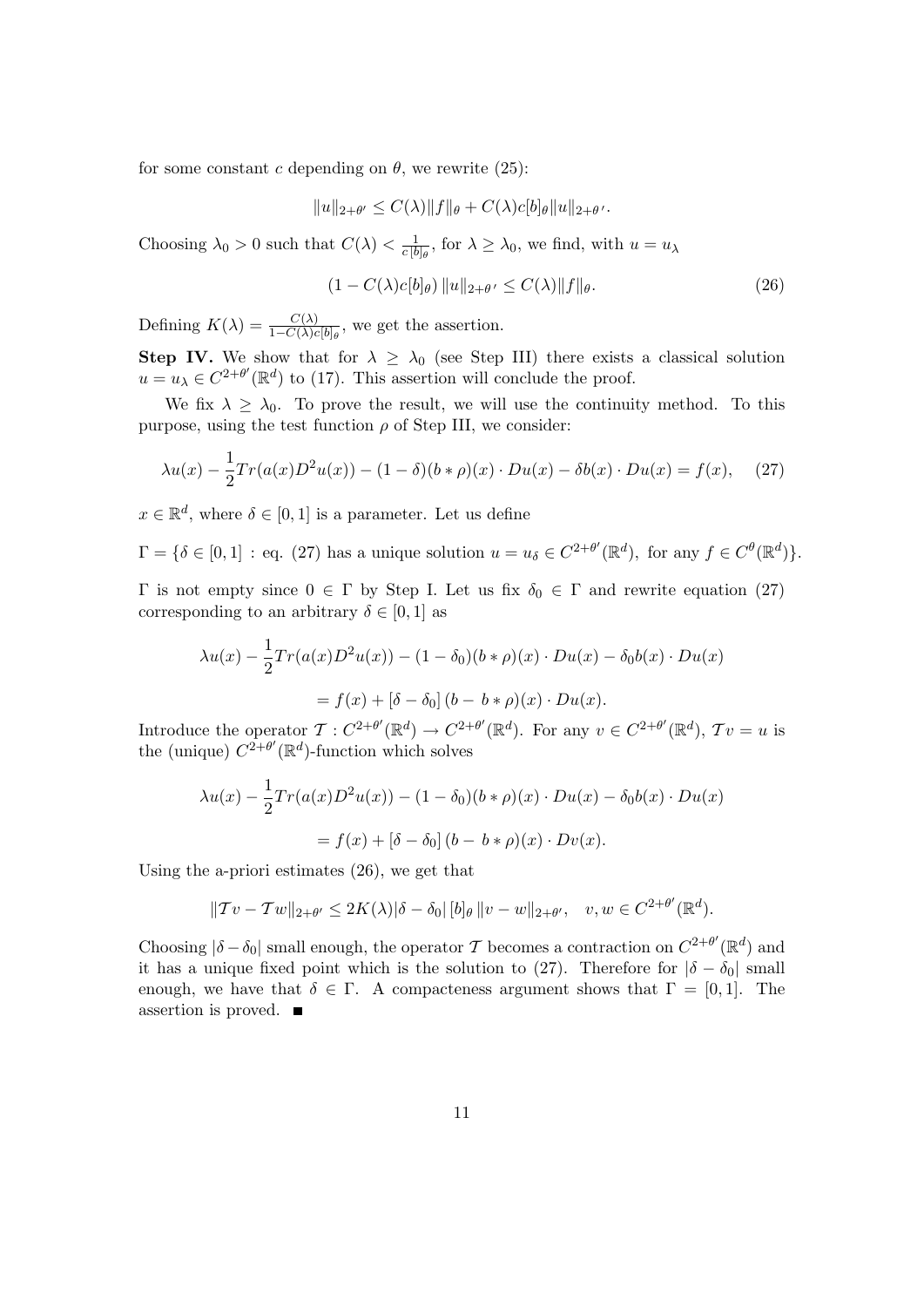for some constant $c$ depending on $\theta$, we rewrite (25):

$$\|u\|_{2+\theta'} \leq C(\lambda)\|f\|_\theta + C(\lambda)c[b]_\theta\|u\|_{2+\theta'}.$$

Choosing $\lambda_0 > 0$ such that $C(\lambda) < \frac{1}{c[b]_\theta}$, for $\lambda \geq \lambda_0$, we find, with $u = u_\lambda$

$$(1 - C(\lambda)c[b]_\theta)\,\|u\|_{2+\theta'} \leq C(\lambda)\|f\|_\theta. \tag{26}$$

Defining $K(\lambda) = \frac{C(\lambda)}{1-C(\lambda)c[b]_\theta}$, we get the assertion.

**Step IV.** We show that for $\lambda \geq \lambda_0$ (see Step III) there exists a classical solution $u = u_\lambda \in C^{2+\theta'}(\mathbb{R}^d)$ to (17). This assertion will conclude the proof.

We fix $\lambda \geq \lambda_0$. To prove the result, we will use the continuity method. To this purpose, using the test function $\rho$ of Step III, we consider:

$$\lambda u(x) - \frac{1}{2}Tr(a(x)D^2u(x)) - (1-\delta)(b*\rho)(x)\cdot Du(x) - \delta b(x)\cdot Du(x) = f(x), \tag{27}$$

$x \in \mathbb{R}^d$, where $\delta \in [0,1]$ is a parameter. Let us define

$$\Gamma = \{\delta \in [0,1] \,:\, \text{eq. (27) has a unique solution } u = u_\delta \in C^{2+\theta'}(\mathbb{R}^d), \text{ for any } f \in C^\theta(\mathbb{R}^d)\}.$$

$\Gamma$ is not empty since $0 \in \Gamma$ by Step I. Let us fix $\delta_0 \in \Gamma$ and rewrite equation (27) corresponding to an arbitrary $\delta \in [0,1]$ as

$$\lambda u(x) - \frac{1}{2}Tr(a(x)D^2u(x)) - (1-\delta_0)(b*\rho)(x)\cdot Du(x) - \delta_0 b(x)\cdot Du(x)$$
$$= f(x) + [\delta - \delta_0]\,(b - \, b*\rho)(x)\cdot Du(x).$$

Introduce the operator $\mathcal{T} : C^{2+\theta'}(\mathbb{R}^d) \to C^{2+\theta'}(\mathbb{R}^d)$. For any $v \in C^{2+\theta'}(\mathbb{R}^d)$, $\mathcal{T}v = u$ is the (unique) $C^{2+\theta'}(\mathbb{R}^d)$-function which solves

$$\lambda u(x) - \frac{1}{2}Tr(a(x)D^2u(x)) - (1-\delta_0)(b*\rho)(x)\cdot Du(x) - \delta_0 b(x)\cdot Du(x)$$
$$= f(x) + [\delta - \delta_0]\,(b - \, b*\rho)(x)\cdot Dv(x).$$

Using the a-priori estimates (26), we get that

$$\|\mathcal{T}v - \mathcal{T}w\|_{2+\theta'} \leq 2K(\lambda)|\delta - \delta_0|\,[b]_\theta\,\|v - w\|_{2+\theta'}, \quad v, w \in C^{2+\theta'}(\mathbb{R}^d).$$

Choosing $|\delta - \delta_0|$ small enough, the operator $\mathcal{T}$ becomes a contraction on $C^{2+\theta'}(\mathbb{R}^d)$ and it has a unique fixed point which is the solution to (27). Therefore for $|\delta - \delta_0|$ small enough, we have that $\delta \in \Gamma$. A compacteness argument shows that $\Gamma = [0,1]$. The assertion is proved. ■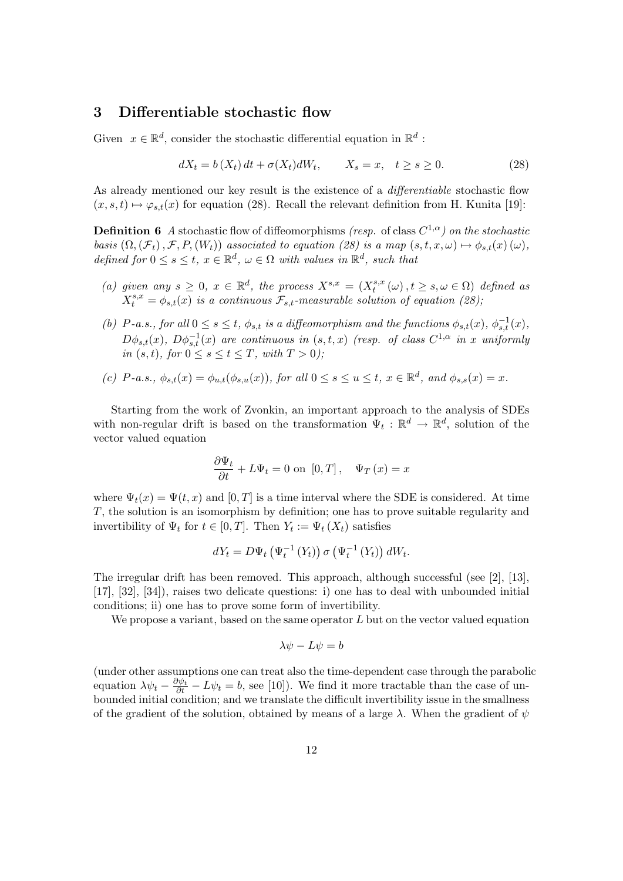## 3 Differentiable stochastic flow

Given $x \in \mathbb{R}^d$, consider the stochastic differential equation in $\mathbb{R}^d$ :

$$dX_t = b(X_t)\,dt + \sigma(X_t)dW_t, \qquad X_s = x, \quad t \geq s \geq 0. \tag{28}$$

As already mentioned our key result is the existence of a *differentiable* stochastic flow $(x,s,t) \mapsto \varphi_{s,t}(x)$ for equation (28). Recall the relevant definition from H. Kunita [19]:

**Definition 6** *A stochastic flow of diffeomorphisms (resp.* of class $C^{1,\alpha}$*) on the stochastic basis* $(\Omega, (\mathcal{F}_t), \mathcal{F}, P, (W_t))$ *associated to equation (28) is a map* $(s,t,x,\omega) \mapsto \phi_{s,t}(x)(\omega)$*, defined for* $0 \leq s \leq t$*,* $x \in \mathbb{R}^d$*,* $\omega \in \Omega$ *with values in* $\mathbb{R}^d$*, such that*

*(a) given any* $s \geq 0$*,* $x \in \mathbb{R}^d$*, the process* $X^{s,x} = (X_t^{s,x}(\omega), t \geq s, \omega \in \Omega)$ *defined as* $X_t^{s,x} = \phi_{s,t}(x)$ *is a continuous* $\mathcal{F}_{s,t}$*-measurable solution of equation (28);*

*(b)* $P$*-a.s., for all* $0 \leq s \leq t$*,* $\phi_{s,t}$ *is a diffeomorphism and the functions* $\phi_{s,t}(x)$*,* $\phi_{s,t}^{-1}(x)$*,* $D\phi_{s,t}(x)$*,* $D\phi_{s,t}^{-1}(x)$ *are continuous in* $(s,t,x)$ *(resp. of class* $C^{1,\alpha}$ *in* $x$ *uniformly in* $(s,t)$*, for* $0 \leq s \leq t \leq T$*, with* $T > 0$*);*

*(c)* $P$*-a.s.,* $\phi_{s,t}(x) = \phi_{u,t}(\phi_{s,u}(x))$*, for all* $0 \leq s \leq u \leq t$*,* $x \in \mathbb{R}^d$*, and* $\phi_{s,s}(x) = x$*.*

Starting from the work of Zvonkin, an important approach to the analysis of SDEs with non-regular drift is based on the transformation $\Psi_t : \mathbb{R}^d \to \mathbb{R}^d$, solution of the vector valued equation

$$\frac{\partial \Psi_t}{\partial t} + L\Psi_t = 0 \text{ on } [0,T], \quad \Psi_T(x) = x$$

where $\Psi_t(x) = \Psi(t,x)$ and $[0,T]$ is a time interval where the SDE is considered. At time $T$, the solution is an isomorphism by definition; one has to prove suitable regularity and invertibility of $\Psi_t$ for $t \in [0,T]$. Then $Y_t := \Psi_t(X_t)$ satisfies

$$dY_t = D\Psi_t\left(\Psi_t^{-1}(Y_t)\right)\sigma\left(\Psi_t^{-1}(Y_t)\right)dW_t.$$

The irregular drift has been removed. This approach, although successful (see [2], [13], [17], [32], [34]), raises two delicate questions: i) one has to deal with unbounded initial conditions; ii) one has to prove some form of invertibility.

We propose a variant, based on the same operator $L$ but on the vector valued equation

$$\lambda\psi - L\psi = b$$

(under other assumptions one can treat also the time-dependent case through the parabolic equation $\lambda\psi_t - \frac{\partial \psi_t}{\partial t} - L\psi_t = b$, see [10]). We find it more tractable than the case of unbounded initial condition; and we translate the difficult invertibility issue in the smallness of the gradient of the solution, obtained by means of a large $\lambda$. When the gradient of $\psi$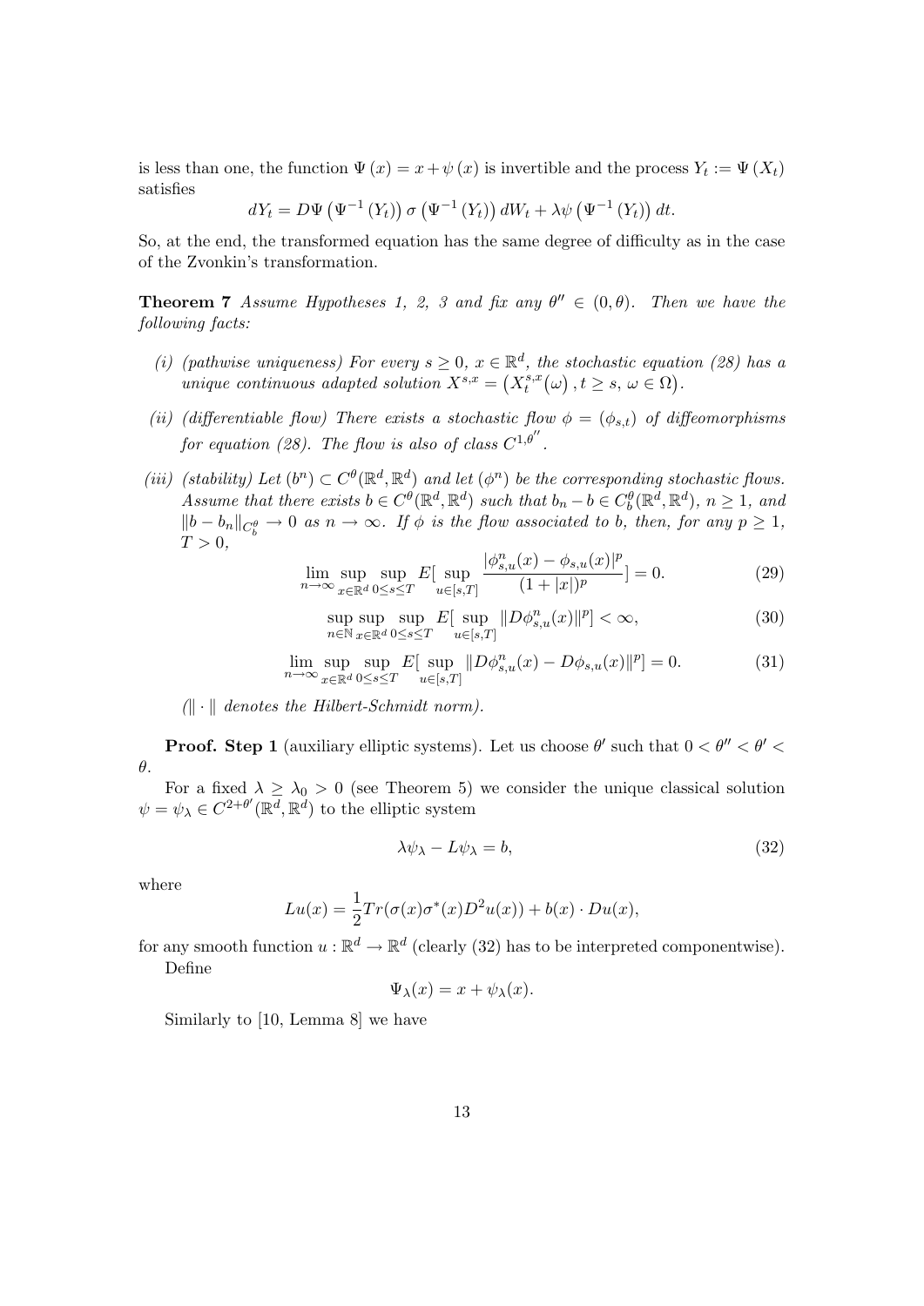is less than one, the function $\Psi(x) = x + \psi(x)$ is invertible and the process $Y_t := \Psi(X_t)$ satisfies

$$dY_t = D\Psi\left(\Psi^{-1}(Y_t)\right)\sigma\left(\Psi^{-1}(Y_t)\right)dW_t + \lambda\psi\left(\Psi^{-1}(Y_t)\right)dt.$$

So, at the end, the transformed equation has the same degree of difficulty as in the case of the Zvonkin's transformation.

**Theorem 7** *Assume Hypotheses 1, 2, 3 and fix any $\theta'' \in (0, \theta)$. Then we have the following facts:*

*(i) (pathwise uniqueness) For every $s \geq 0$, $x \in \mathbb{R}^d$, the stochastic equation (28) has a unique continuous adapted solution $X^{s,x} = \left(X_t^{s,x}(\omega), t \geq s, \omega \in \Omega\right)$.*

*(ii) (differentiable flow) There exists a stochastic flow $\phi = (\phi_{s,t})$ of diffeomorphisms for equation (28). The flow is also of class $C^{1,\theta''}$.*

*(iii) (stability) Let $(b^n) \subset C^\theta(\mathbb{R}^d, \mathbb{R}^d)$ and let $(\phi^n)$ be the corresponding stochastic flows. Assume that there exists $b \in C^\theta(\mathbb{R}^d, \mathbb{R}^d)$ such that $b_n - b \in C_b^\theta(\mathbb{R}^d, \mathbb{R}^d)$, $n \geq 1$, and $\|b - b_n\|_{C_b^\theta} \to 0$ as $n \to \infty$. If $\phi$ is the flow associated to $b$, then, for any $p \geq 1$, $T > 0$,*

$$\lim_{n\to\infty} \sup_{x\in\mathbb{R}^d} \sup_{0\leq s\leq T} E\Big[\sup_{u\in[s,T]} \frac{|\phi_{s,u}^n(x) - \phi_{s,u}(x)|^p}{(1+|x|)^p}\Big] = 0. \tag{29}$$

$$\sup_{n\in\mathbb{N}} \sup_{x\in\mathbb{R}^d} \sup_{0\leq s\leq T} E\Big[\sup_{u\in[s,T]} \|D\phi_{s,u}^n(x)\|^p\Big] < \infty, \tag{30}$$

$$\lim_{n\to\infty} \sup_{x\in\mathbb{R}^d} \sup_{0\leq s\leq T} E\Big[\sup_{u\in[s,T]} \|D\phi_{s,u}^n(x) - D\phi_{s,u}(x)\|^p\Big] = 0. \tag{31}$$

*($\|\cdot\|$ denotes the Hilbert-Schmidt norm).*

**Proof. Step 1** (auxiliary elliptic systems). Let us choose $\theta'$ such that $0 < \theta'' < \theta' < \theta$.

For a fixed $\lambda \geq \lambda_0 > 0$ (see Theorem 5) we consider the unique classical solution $\psi = \psi_\lambda \in C^{2+\theta'}(\mathbb{R}^d, \mathbb{R}^d)$ to the elliptic system

$$\lambda\psi_\lambda - L\psi_\lambda = b, \tag{32}$$

where

$$Lu(x) = \frac{1}{2}Tr(\sigma(x)\sigma^*(x)D^2u(x)) + b(x) \cdot Du(x),$$

for any smooth function $u : \mathbb{R}^d \to \mathbb{R}^d$ (clearly (32) has to be interpreted componentwise).

Define

$$\Psi_\lambda(x) = x + \psi_\lambda(x).$$

Similarly to [10, Lemma 8] we have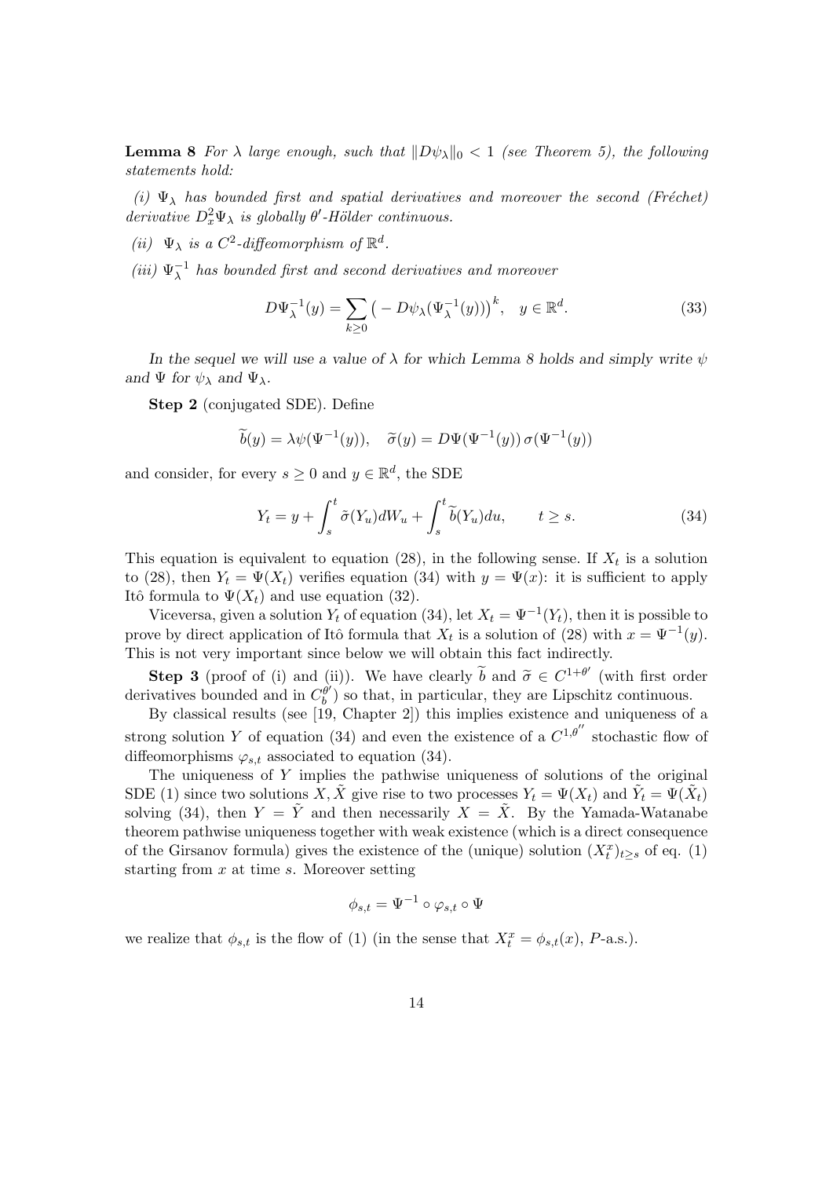**Lemma 8** *For $\lambda$ large enough, such that $\|D\psi_\lambda\|_0 < 1$ (see Theorem 5), the following statements hold:*

*(i) $\Psi_\lambda$ has bounded first and spatial derivatives and moreover the second (Fréchet) derivative $D_x^2\Psi_\lambda$ is globally $\theta'$-Hölder continuous.*

*(ii) $\Psi_\lambda$ is a $C^2$-diffeomorphism of $\mathbb{R}^d$.*

*(iii) $\Psi_\lambda^{-1}$ has bounded first and second derivatives and moreover*

$$D\Psi_\lambda^{-1}(y) = \sum_{k\geq 0} \big( - D\psi_\lambda(\Psi_\lambda^{-1}(y))\big)^k, \quad y \in \mathbb{R}^d. \tag{33}$$

***In the sequel we will use a value of $\lambda$ for which Lemma 8 holds and simply write $\psi$ and $\Psi$ for $\psi_\lambda$ and $\Psi_\lambda$.***

**Step 2** (conjugated SDE). Define

$$\widetilde{b}(y) = \lambda\psi(\Psi^{-1}(y)), \quad \widetilde{\sigma}(y) = D\Psi(\Psi^{-1}(y))\,\sigma(\Psi^{-1}(y))$$

and consider, for every $s \geq 0$ and $y \in \mathbb{R}^d$, the SDE

$$Y_t = y + \int_s^t \tilde{\sigma}(Y_u)dW_u + \int_s^t \widetilde{b}(Y_u)du, \qquad t \geq s. \tag{34}$$

This equation is equivalent to equation (28), in the following sense. If $X_t$ is a solution to (28), then $Y_t = \Psi(X_t)$ verifies equation (34) with $y = \Psi(x)$: it is sufficient to apply Itô formula to $\Psi(X_t)$ and use equation (32).

Viceversa, given a solution $Y_t$ of equation (34), let $X_t = \Psi^{-1}(Y_t)$, then it is possible to prove by direct application of Itô formula that $X_t$ is a solution of (28) with $x = \Psi^{-1}(y)$. This is not very important since below we will obtain this fact indirectly.

**Step 3** (proof of (i) and (ii)). We have clearly $\widetilde{b}$ and $\widetilde{\sigma} \in C^{1+\theta'}$ (with first order derivatives bounded and in $C_b^{\theta'}$) so that, in particular, they are Lipschitz continuous.

By classical results (see [19, Chapter 2]) this implies existence and uniqueness of a strong solution $Y$ of equation (34) and even the existence of a $C^{1,\theta''}$ stochastic flow of diffeomorphisms $\varphi_{s,t}$ associated to equation (34).

The uniqueness of $Y$ implies the pathwise uniqueness of solutions of the original SDE (1) since two solutions $X, \tilde{X}$ give rise to two processes $Y_t = \Psi(X_t)$ and $\tilde{Y}_t = \Psi(\tilde{X}_t)$ solving (34), then $Y = \tilde{Y}$ and then necessarily $X = \tilde{X}$. By the Yamada-Watanabe theorem pathwise uniqueness together with weak existence (which is a direct consequence of the Girsanov formula) gives the existence of the (unique) solution $(X_t^x)_{t\geq s}$ of eq. (1) starting from $x$ at time $s$. Moreover setting

$$\phi_{s,t} = \Psi^{-1} \circ \varphi_{s,t} \circ \Psi$$

we realize that $\phi_{s,t}$ is the flow of (1) (in the sense that $X_t^x = \phi_{s,t}(x)$, $P$-a.s.).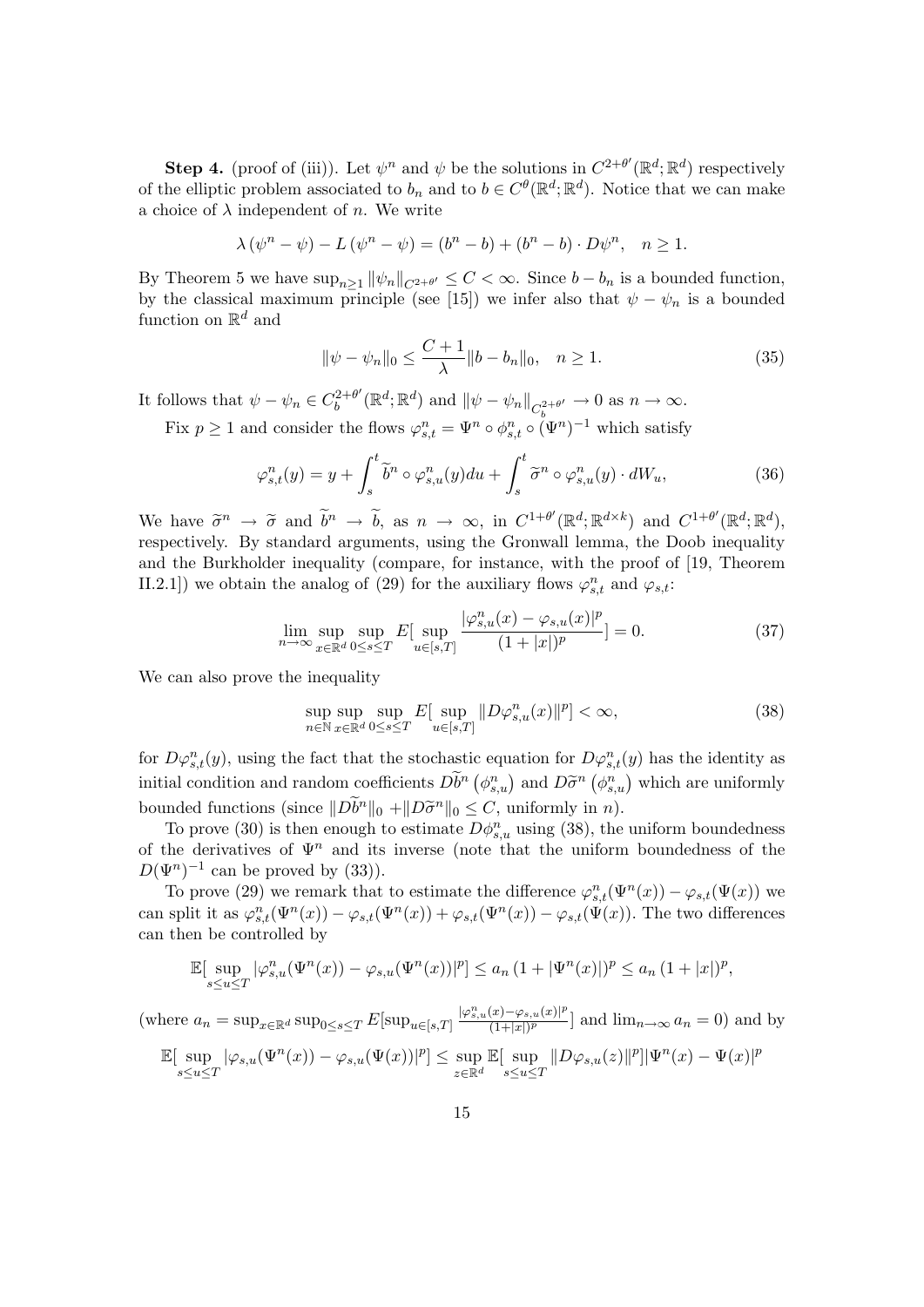**Step 4.** (proof of (iii)). Let $\psi^n$ and $\psi$ be the solutions in $C^{2+\theta'}(\mathbb{R}^d;\mathbb{R}^d)$ respectively of the elliptic problem associated to $b_n$ and to $b \in C^{\theta}(\mathbb{R}^d;\mathbb{R}^d)$. Notice that we can make a choice of $\lambda$ independent of $n$. We write

$$\lambda\,(\psi^n - \psi) - L\,(\psi^n - \psi) = (b^n - b) + (b^n - b)\cdot D\psi^n, \quad n \geq 1.$$

By Theorem 5 we have $\sup_{n\geq 1}\|\psi_n\|_{C^{2+\theta'}} \leq C < \infty$. Since $b - b_n$ is a bounded function, by the classical maximum principle (see [15]) we infer also that $\psi - \psi_n$ is a bounded function on $\mathbb{R}^d$ and

$$\|\psi - \psi_n\|_0 \leq \frac{C+1}{\lambda}\|b - b_n\|_0, \quad n \geq 1. \tag{35}$$

It follows that $\psi - \psi_n \in C_b^{2+\theta'}(\mathbb{R}^d;\mathbb{R}^d)$ and $\|\psi - \psi_n\|_{C_b^{2+\theta'}} \to 0$ as $n \to \infty$.

Fix $p \geq 1$ and consider the flows $\varphi^n_{s,t} = \Psi^n \circ \phi^n_{s,t} \circ (\Psi^n)^{-1}$ which satisfy

$$\varphi^n_{s,t}(y) = y + \int_s^t \widetilde{b}^n \circ \varphi^n_{s,u}(y)du + \int_s^t \widetilde{\sigma}^n \circ \varphi^n_{s,u}(y)\cdot dW_u, \tag{36}$$

We have $\widetilde{\sigma}^n \to \widetilde{\sigma}$ and $\widetilde{b}^n \to \widetilde{b}$, as $n \to \infty$, in $C^{1+\theta'}(\mathbb{R}^d;\mathbb{R}^{d\times k})$ and $C^{1+\theta'}(\mathbb{R}^d;\mathbb{R}^d)$, respectively. By standard arguments, using the Gronwall lemma, the Doob inequality and the Burkholder inequality (compare, for instance, with the proof of [19, Theorem II.2.1]) we obtain the analog of (29) for the auxiliary flows $\varphi^n_{s,t}$ and $\varphi_{s,t}$:

$$\lim_{n\to\infty}\sup_{x\in\mathbb{R}^d}\sup_{0\leq s\leq T} E[\sup_{u\in[s,T]}\frac{|\varphi^n_{s,u}(x) - \varphi_{s,u}(x)|^p}{(1+|x|)^p}] = 0. \tag{37}$$

We can also prove the inequality

$$\sup_{n\in\mathbb{N}}\sup_{x\in\mathbb{R}^d}\sup_{0\leq s\leq T} E[\sup_{u\in[s,T]}\|D\varphi^n_{s,u}(x)\|^p] < \infty, \tag{38}$$

for $D\varphi^n_{s,t}(y)$, using the fact that the stochastic equation for $D\varphi^n_{s,t}(y)$ has the identity as initial condition and random coefficients $D\widetilde{b}^n\left(\phi^n_{s,u}\right)$ and $D\widetilde{\sigma}^n\left(\phi^n_{s,u}\right)$ which are uniformly bounded functions (since $\|D\widetilde{b}^n\|_0 + \|D\widetilde{\sigma}^n\|_0 \leq C$, uniformly in $n$).

To prove (30) is then enough to estimate $D\phi^n_{s,u}$ using (38), the uniform boundedness of the derivatives of $\Psi^n$ and its inverse (note that the uniform boundedness of the $D(\Psi^n)^{-1}$ can be proved by (33)).

To prove (29) we remark that to estimate the difference $\varphi^n_{s,t}(\Psi^n(x)) - \varphi_{s,t}(\Psi(x))$ we can split it as $\varphi^n_{s,t}(\Psi^n(x)) - \varphi_{s,t}(\Psi^n(x)) + \varphi_{s,t}(\Psi^n(x)) - \varphi_{s,t}(\Psi(x))$. The two differences can then be controlled by

$$\mathbb{E}[\sup_{s\leq u\leq T}|\varphi^n_{s,u}(\Psi^n(x)) - \varphi_{s,u}(\Psi^n(x))|^p] \leq a_n\,(1 + |\Psi^n(x)|)^p \leq a_n\,(1+|x|)^p,$$

(where $a_n = \sup_{x\in\mathbb{R}^d}\sup_{0\leq s\leq T} E[\sup_{u\in[s,T]}\frac{|\varphi^n_{s,u}(x) - \varphi_{s,u}(x)|^p}{(1+|x|)^p}]$ and $\lim_{n\to\infty} a_n = 0$) and by

$$\mathbb{E}[\sup_{s\leq u\leq T}|\varphi_{s,u}(\Psi^n(x)) - \varphi_{s,u}(\Psi(x))|^p] \leq \sup_{z\in\mathbb{R}^d}\mathbb{E}[\sup_{s\leq u\leq T}\|D\varphi_{s,u}(z)\|^p]|\Psi^n(x) - \Psi(x)|^p$$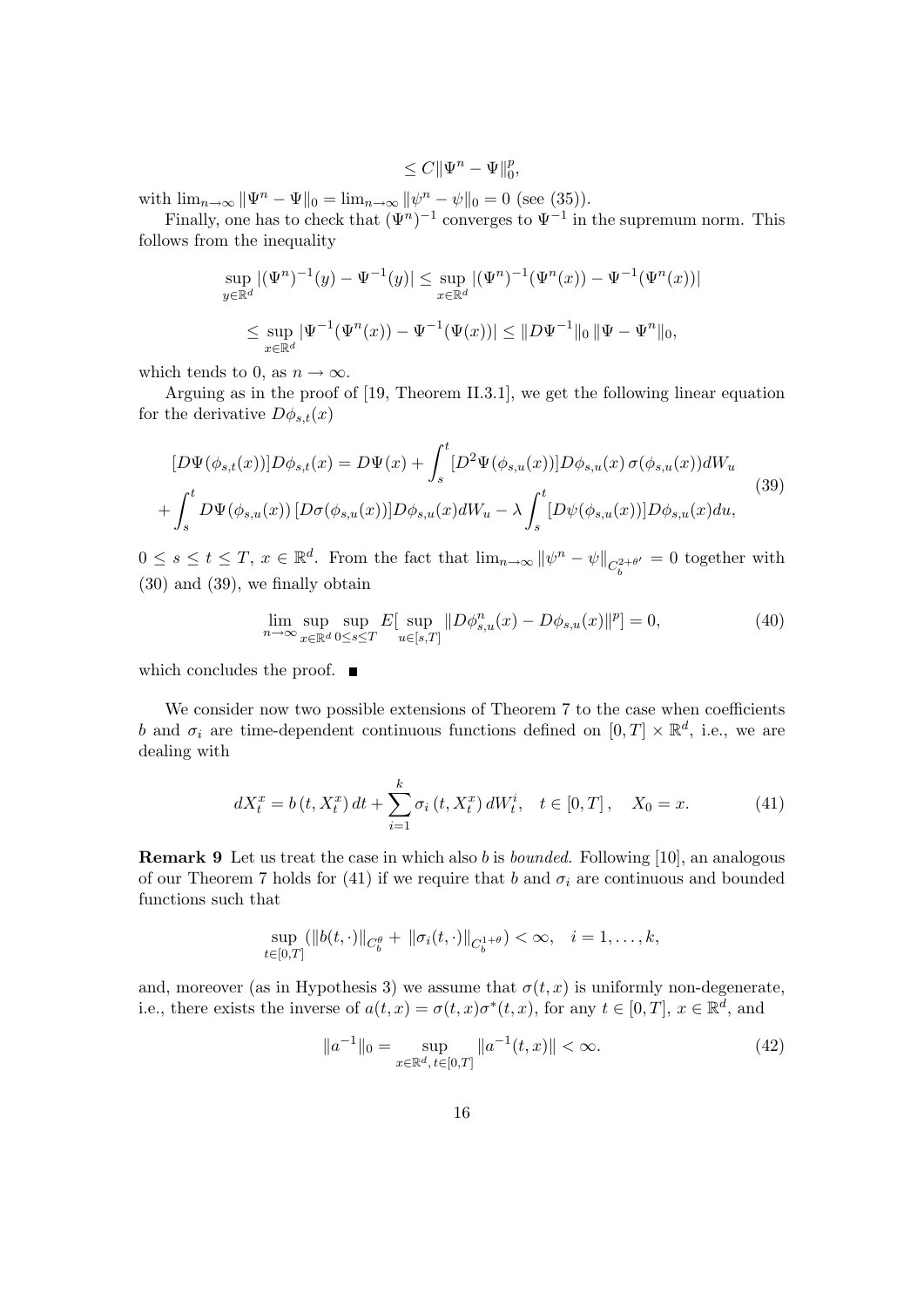$$\leq C\|\Psi^n - \Psi\|_0^p,$$

with $\lim_{n\to\infty} \|\Psi^n - \Psi\|_0 = \lim_{n\to\infty} \|\psi^n - \psi\|_0 = 0$ (see (35)).

Finally, one has to check that $(\Psi^n)^{-1}$ converges to $\Psi^{-1}$ in the supremum norm. This follows from the inequality

$$\sup_{y\in\mathbb{R}^d} |(\Psi^n)^{-1}(y) - \Psi^{-1}(y)| \leq \sup_{x\in\mathbb{R}^d} |(\Psi^n)^{-1}(\Psi^n(x)) - \Psi^{-1}(\Psi^n(x))|$$

$$\leq \sup_{x\in\mathbb{R}^d} |\Psi^{-1}(\Psi^n(x)) - \Psi^{-1}(\Psi(x))| \leq \|D\Psi^{-1}\|_0 \, \|\Psi - \Psi^n\|_0,$$

which tends to 0, as $n \to \infty$.

Arguing as in the proof of [19, Theorem II.3.1], we get the following linear equation for the derivative $D\phi_{s,t}(x)$

$$\begin{aligned}
&[D\Psi(\phi_{s,t}(x))]D\phi_{s,t}(x) = D\Psi(x) + \int_s^t [D^2\Psi(\phi_{s,u}(x))]D\phi_{s,u}(x)\, \sigma(\phi_{s,u}(x))dW_u \\
&+ \int_s^t D\Psi(\phi_{s,u}(x))\, [D\sigma(\phi_{s,u}(x))]D\phi_{s,u}(x)dW_u - \lambda \int_s^t [D\psi(\phi_{s,u}(x))]D\phi_{s,u}(x)du,
\end{aligned} \tag{39}$$

$0 \leq s \leq t \leq T$, $x \in \mathbb{R}^d$. From the fact that $\lim_{n\to\infty} \|\psi^n - \psi\|_{C_b^{2+\theta'}} = 0$ together with (30) and (39), we finally obtain

$$\lim_{n\to\infty} \sup_{x\in\mathbb{R}^d} \sup_{0\leq s\leq T} E[\sup_{u\in[s,T]} \|D\phi_{s,u}^n(x) - D\phi_{s,u}(x)\|^p] = 0, \tag{40}$$

which concludes the proof. ■

We consider now two possible extensions of Theorem 7 to the case when coefficients $b$ and $\sigma_i$ are time-dependent continuous functions defined on $[0,T] \times \mathbb{R}^d$, i.e., we are dealing with

$$dX_t^x = b(t, X_t^x)\, dt + \sum_{i=1}^k \sigma_i(t, X_t^x)\, dW_t^i, \quad t \in [0,T], \quad X_0 = x. \tag{41}$$

**Remark 9** Let us treat the case in which also $b$ is *bounded.* Following [10], an analogous of our Theorem 7 holds for (41) if we require that $b$ and $\sigma_i$ are continuous and bounded functions such that

$$\sup_{t\in[0,T]} (\|b(t,\cdot)\|_{C_b^\theta} + \|\sigma_i(t,\cdot)\|_{C_b^{1+\theta}}) < \infty, \quad i = 1,\ldots,k,$$

and, moreover (as in Hypothesis 3) we assume that $\sigma(t,x)$ is uniformly non-degenerate, i.e., there exists the inverse of $a(t,x) = \sigma(t,x)\sigma^*(t,x)$, for any $t \in [0,T]$, $x \in \mathbb{R}^d$, and

$$\|a^{-1}\|_0 = \sup_{x\in\mathbb{R}^d,\, t\in[0,T]} \|a^{-1}(t,x)\| < \infty. \tag{42}$$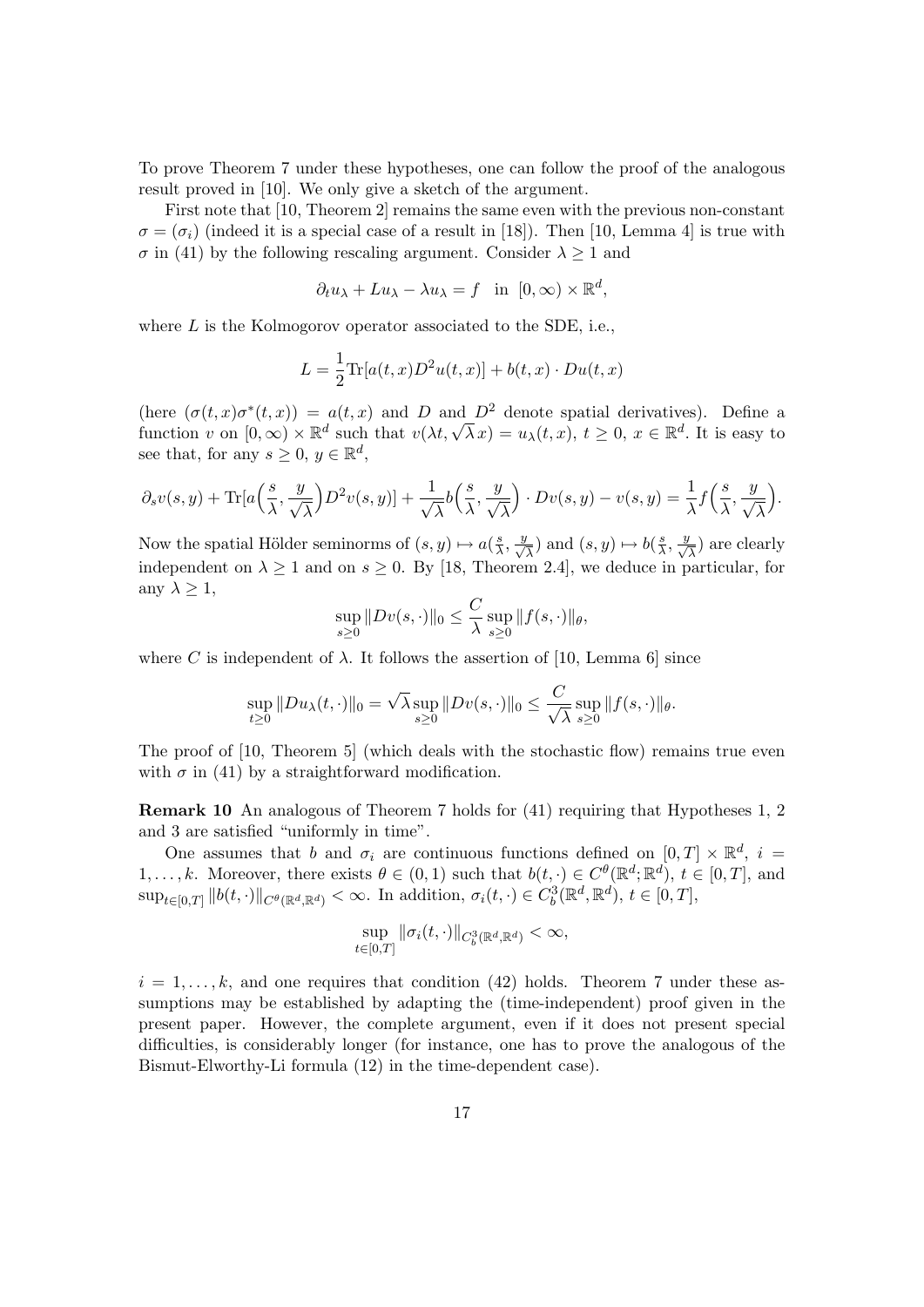To prove Theorem 7 under these hypotheses, one can follow the proof of the analogous result proved in [10]. We only give a sketch of the argument.

First note that [10, Theorem 2] remains the same even with the previous non-constant $\sigma = (\sigma_i)$ (indeed it is a special case of a result in [18]). Then [10, Lemma 4] is true with $\sigma$ in (41) by the following rescaling argument. Consider $\lambda \geq 1$ and

$$\partial_t u_\lambda + L u_\lambda - \lambda u_\lambda = f \quad \text{in} \ [0, \infty) \times \mathbb{R}^d,$$

where $L$ is the Kolmogorov operator associated to the SDE, i.e.,

$$L = \frac{1}{2} \mathrm{Tr}[a(t,x) D^2 u(t,x)] + b(t,x) \cdot D u(t,x)$$

(here $(\sigma(t,x)\sigma^*(t,x)) = a(t,x)$ and $D$ and $D^2$ denote spatial derivatives). Define a function $v$ on $[0,\infty) \times \mathbb{R}^d$ such that $v(\lambda t, \sqrt{\lambda} x) = u_\lambda(t,x)$, $t \geq 0$, $x \in \mathbb{R}^d$. It is easy to see that, for any $s \geq 0$, $y \in \mathbb{R}^d$,

$$\partial_s v(s,y) + \mathrm{Tr}\big[a\Big(\frac{s}{\lambda}, \frac{y}{\sqrt{\lambda}}\Big) D^2 v(s,y)\big] + \frac{1}{\sqrt{\lambda}} b\Big(\frac{s}{\lambda}, \frac{y}{\sqrt{\lambda}}\Big) \cdot D v(s,y) - v(s,y) = \frac{1}{\lambda} f\Big(\frac{s}{\lambda}, \frac{y}{\sqrt{\lambda}}\Big).$$

Now the spatial Hölder seminorms of $(s,y) \mapsto a(\frac{s}{\lambda}, \frac{y}{\sqrt{\lambda}})$ and $(s,y) \mapsto b(\frac{s}{\lambda}, \frac{y}{\sqrt{\lambda}})$ are clearly independent on $\lambda \geq 1$ and on $s \geq 0$. By [18, Theorem 2.4], we deduce in particular, for any $\lambda \geq 1$,

$$\sup_{s \geq 0} \|Dv(s,\cdot)\|_0 \leq \frac{C}{\lambda} \sup_{s \geq 0} \|f(s,\cdot)\|_\theta,$$

where $C$ is independent of $\lambda$. It follows the assertion of [10, Lemma 6] since

$$\sup_{t \geq 0} \|Du_\lambda(t,\cdot)\|_0 = \sqrt{\lambda} \sup_{s \geq 0} \|Dv(s,\cdot)\|_0 \leq \frac{C}{\sqrt{\lambda}} \sup_{s \geq 0} \|f(s,\cdot)\|_\theta.$$

The proof of [10, Theorem 5] (which deals with the stochastic flow) remains true even with $\sigma$ in (41) by a straightforward modification.

**Remark 10** An analogous Theorem 7 holds for (41) requiring that Hypotheses 1, 2 and 3 are satisfied "uniformly in time".

One assumes that $b$ and $\sigma_i$ are continuous functions defined on $[0,T] \times \mathbb{R}^d$, $i = 1, \ldots, k$. Moreover, there exists $\theta \in (0,1)$ such that $b(t,\cdot) \in C^\theta(\mathbb{R}^d; \mathbb{R}^d)$, $t \in [0,T]$, and $\sup_{t \in [0,T]} \|b(t,\cdot)\|_{C^\theta(\mathbb{R}^d, \mathbb{R}^d)} < \infty$. In addition, $\sigma_i(t,\cdot) \in C_b^3(\mathbb{R}^d, \mathbb{R}^d)$, $t \in [0,T]$,

$$\sup_{t \in [0,T]} \|\sigma_i(t,\cdot)\|_{C_b^3(\mathbb{R}^d, \mathbb{R}^d)} < \infty,$$

$i = 1, \ldots, k$, and one requires that condition (42) holds. Theorem 7 under these assumptions may be established by adapting the (time-independent) proof given in the present paper. However, the complete argument, even if it does not present special difficulties, is considerably longer (for instance, one has to prove the analogous of the Bismut-Elworthy-Li formula (12) in the time-dependent case).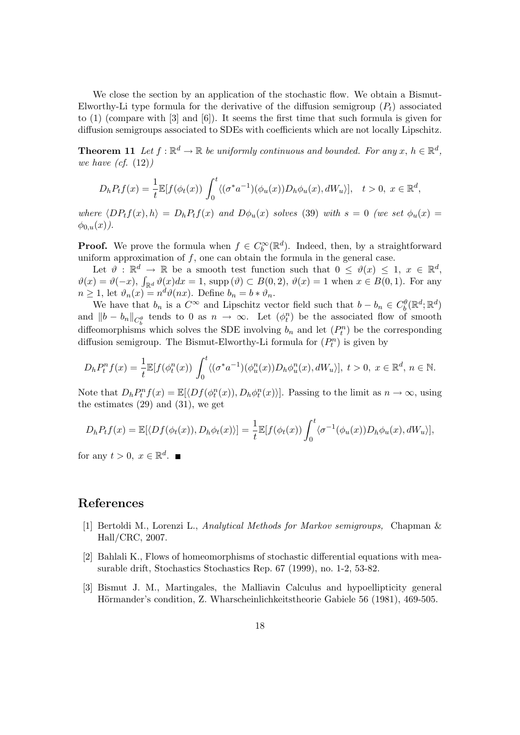We close the section by an application of the stochastic flow. We obtain a Bismut-Elworthy-Li type formula for the derivative of the diffusion semigroup $(P_t)$ associated to (1) (compare with [3] and [6]). It seems the first time that such formula is given for diffusion semigroups associated to SDEs with coefficients which are not locally Lipschitz.

**Theorem 11** *Let $f : \mathbb{R}^d \to \mathbb{R}$ be uniformly continuous and bounded. For any $x$, $h \in \mathbb{R}^d$, we have (cf. (12))*

$$D_h P_t f(x) = \frac{1}{t}\mathbb{E}[f(\phi_t(x)) \int_0^t \langle (\sigma^* a^{-1})(\phi_u(x)) D_h \phi_u(x), dW_u \rangle], \quad t > 0, \ x \in \mathbb{R}^d,$$

*where $\langle DP_t f(x), h\rangle = D_h P_t f(x)$ and $D\phi_u(x)$ solves (39) with $s = 0$ (we set $\phi_u(x) = \phi_{0,u}(x)$).*

**Proof.** We prove the formula when $f \in C_b^\infty(\mathbb{R}^d)$. Indeed, then, by a straightforward uniform approximation of $f$, one can obtain the formula in the general case.

Let $\vartheta : \mathbb{R}^d \to \mathbb{R}$ be a smooth test function such that $0 \le \vartheta(x) \le 1$, $x \in \mathbb{R}^d$, $\vartheta(x) = \vartheta(-x)$, $\int_{\mathbb{R}^d} \vartheta(x)dx = 1$, $\text{supp}\,(\vartheta) \subset B(0, 2)$, $\vartheta(x) = 1$ when $x \in B(0, 1)$. For any $n \ge 1$, let $\vartheta_n(x) = n^d \vartheta(nx)$. Define $b_n = b * \vartheta_n$.

We have that $b_n$ is a $C^\infty$ and Lipschitz vector field such that $b - b_n \in C_b^\theta(\mathbb{R}^d; \mathbb{R}^d)$ and $\|b - b_n\|_{C_b^\theta}$ tends to 0 as $n \to \infty$. Let $(\phi_t^n)$ be the associated flow of smooth diffeomorphisms which solves the SDE involving $b_n$ and let $(P_t^n)$ be the corresponding diffusion semigroup. The Bismut-Elworthy-Li formula for $(P_t^n)$ is given by

$$D_h P_t^n f(x) = \frac{1}{t}\mathbb{E}[f(\phi_t^n(x)) \int_0^t \langle (\sigma^* a^{-1})(\phi_u^n(x)) D_h \phi_u^n(x), dW_u \rangle], \ t > 0, \ x \in \mathbb{R}^d, \ n \in \mathbb{N}.$$

Note that $D_h P_t^n f(x) = \mathbb{E}[\langle Df(\phi_t^n(x)), D_h \phi_t^n(x) \rangle]$. Passing to the limit as $n \to \infty$, using the estimates (29) and (31), we get

$$D_h P_t f(x) = \mathbb{E}[\langle Df(\phi_t(x)), D_h \phi_t(x) \rangle] = \frac{1}{t}\mathbb{E}[f(\phi_t(x)) \int_0^t \langle \sigma^{-1}(\phi_u(x)) D_h \phi_u(x), dW_u \rangle],$$

for any $t > 0$, $x \in \mathbb{R}^d$. ■

## References

[1] Bertoldi M., Lorenzi L., *Analytical Methods for Markov semigroups,* Chapman & Hall/CRC, 2007.

[2] Bahlali K., Flows of homeomorphisms of stochastic differential equations with measurable drift, Stochastics Stochastics Rep. 67 (1999), no. 1-2, 53-82.

[3] Bismut J. M., Martingales, the Malliavin Calculus and hypoellipticity general Hörmander's condition, Z. Wharscheinlichkeitstheorie Gabiele 56 (1981), 469-505.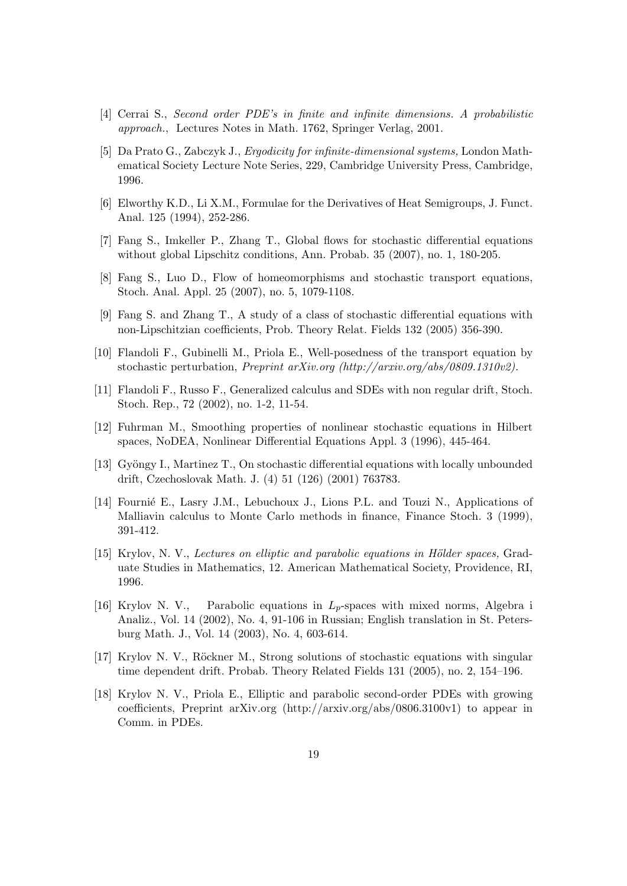[4] Cerrai S., *Second order PDE's in finite and infinite dimensions. A probabilistic approach.*, Lectures Notes in Math. 1762, Springer Verlag, 2001.

[5] Da Prato G., Zabczyk J., *Ergodicity for infinite-dimensional systems,* London Mathematical Society Lecture Note Series, 229, Cambridge University Press, Cambridge, 1996.

[6] Elworthy K.D., Li X.M., Formulae for the Derivatives of Heat Semigroups, J. Funct. Anal. 125 (1994), 252-286.

[7] Fang S., Imkeller P., Zhang T., Global flows for stochastic differential equations without global Lipschitz conditions, Ann. Probab. 35 (2007), no. 1, 180-205.

[8] Fang S., Luo D., Flow of homeomorphisms and stochastic transport equations, Stoch. Anal. Appl. 25 (2007), no. 5, 1079-1108.

[9] Fang S. and Zhang T., A study of a class of stochastic differential equations with non-Lipschitzian coefficients, Prob. Theory Relat. Fields 132 (2005) 356-390.

[10] Flandoli F., Gubinelli M., Priola E., Well-posedness of the transport equation by stochastic perturbation, *Preprint arXiv.org (http://arxiv.org/abs/0809.1310v2).*

[11] Flandoli F., Russo F., Generalized calculus and SDEs with non regular drift, Stoch. Stoch. Rep., 72 (2002), no. 1-2, 11-54.

[12] Fuhrman M., Smoothing properties of nonlinear stochastic equations in Hilbert spaces, NoDEA, Nonlinear Differential Equations Appl. 3 (1996), 445-464.

[13] Gyöngy I., Martinez T., On stochastic differential equations with locally unbounded drift, Czechoslovak Math. J. (4) 51 (126) (2001) 763783.

[14] Fournié E., Lasry J.M., Lebuchoux J., Lions P.L. and Touzi N., Applications of Malliavin calculus to Monte Carlo methods in finance, Finance Stoch. 3 (1999), 391-412.

[15] Krylov, N. V., *Lectures on elliptic and parabolic equations in Hölder spaces,* Graduate Studies in Mathematics, 12. American Mathematical Society, Providence, RI, 1996.

[16] Krylov N. V., Parabolic equations in $L_p$-spaces with mixed norms, Algebra i Analiz., Vol. 14 (2002), No. 4, 91-106 in Russian; English translation in St. Petersburg Math. J., Vol. 14 (2003), No. 4, 603-614.

[17] Krylov N. V., Röckner M., Strong solutions of stochastic equations with singular time dependent drift. Probab. Theory Related Fields 131 (2005), no. 2, 154–196.

[18] Krylov N. V., Priola E., Elliptic and parabolic second-order PDEs with growing coefficients, Preprint arXiv.org (http://arxiv.org/abs/0806.3100v1) to appear in Comm. in PDEs.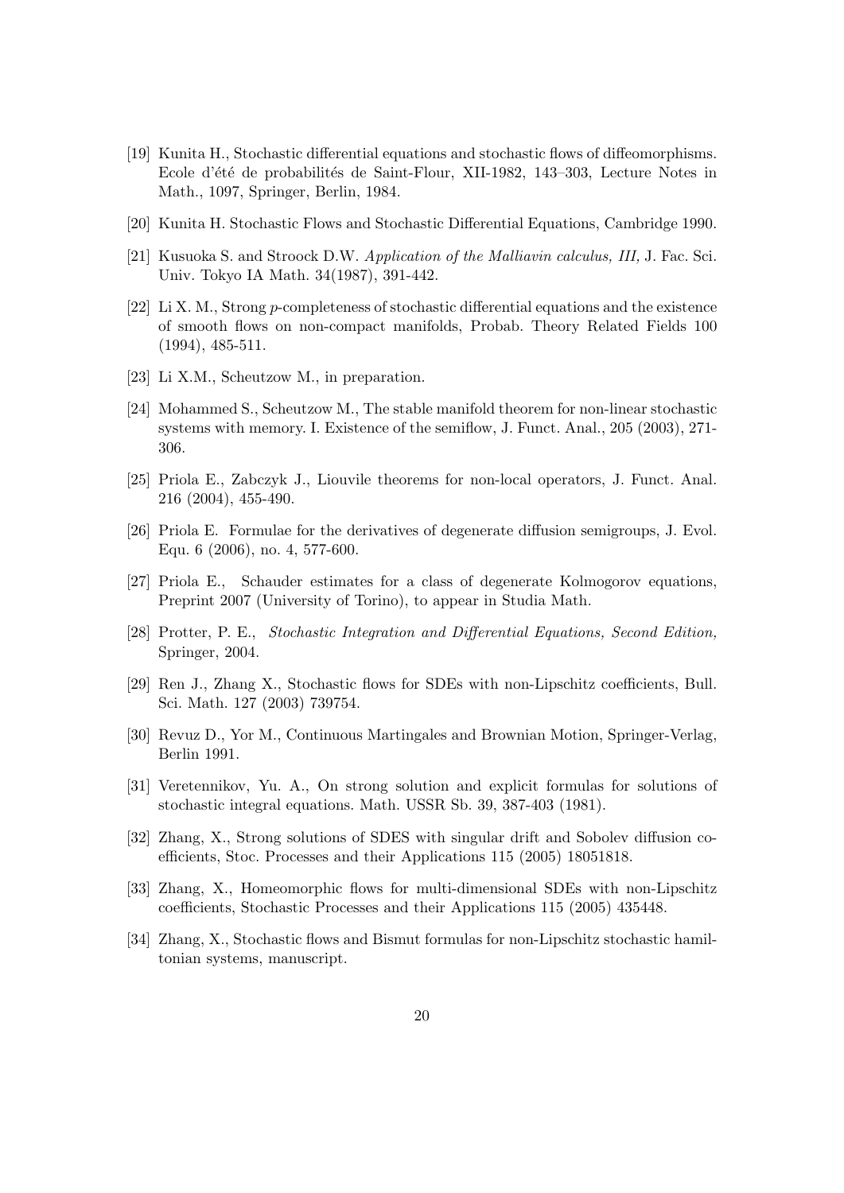[19] Kunita H., Stochastic differential equations and stochastic flows of diffeomorphisms. Ecole d'été de probabilités de Saint-Flour, XII-1982, 143–303, Lecture Notes in Math., 1097, Springer, Berlin, 1984.

[20] Kunita H. Stochastic Flows and Stochastic Differential Equations, Cambridge 1990.

[21] Kusuoka S. and Stroock D.W. *Application of the Malliavin calculus, III,* J. Fac. Sci. Univ. Tokyo IA Math. 34(1987), 391-442.

[22] Li X. M., Strong $p$-completeness of stochastic differential equations and the existence of smooth flows on non-compact manifolds, Probab. Theory Related Fields 100 (1994), 485-511.

[23] Li X.M., Scheutzow M., in preparation.

[24] Mohammed S., Scheutzow M., The stable manifold theorem for non-linear stochastic systems with memory. I. Existence of the semiflow, J. Funct. Anal., 205 (2003), 271-306.

[25] Priola E., Zabczyk J., Liouvile theorems for non-local operators, J. Funct. Anal. 216 (2004), 455-490.

[26] Priola E. Formulae for the derivatives of degenerate diffusion semigroups, J. Evol. Equ. 6 (2006), no. 4, 577-600.

[27] Priola E., Schauder estimates for a class of degenerate Kolmogorov equations, Preprint 2007 (University of Torino), to appear in Studia Math.

[28] Protter, P. E., *Stochastic Integration and Differential Equations, Second Edition,* Springer, 2004.

[29] Ren J., Zhang X., Stochastic flows for SDEs with non-Lipschitz coefficients, Bull. Sci. Math. 127 (2003) 739754.

[30] Revuz D., Yor M., Continuous Martingales and Brownian Motion, Springer-Verlag, Berlin 1991.

[31] Veretennikov, Yu. A., On strong solution and explicit formulas for solutions of stochastic integral equations. Math. USSR Sb. 39, 387-403 (1981).

[32] Zhang, X., Strong solutions of SDES with singular drift and Sobolev diffusion coefficients, Stoc. Processes and their Applications 115 (2005) 18051818.

[33] Zhang, X., Homeomorphic flows for multi-dimensional SDEs with non-Lipschitz coefficients, Stochastic Processes and their Applications 115 (2005) 435448.

[34] Zhang, X., Stochastic flows and Bismut formulas for non-Lipschitz stochastic hamiltonian systems, manuscript.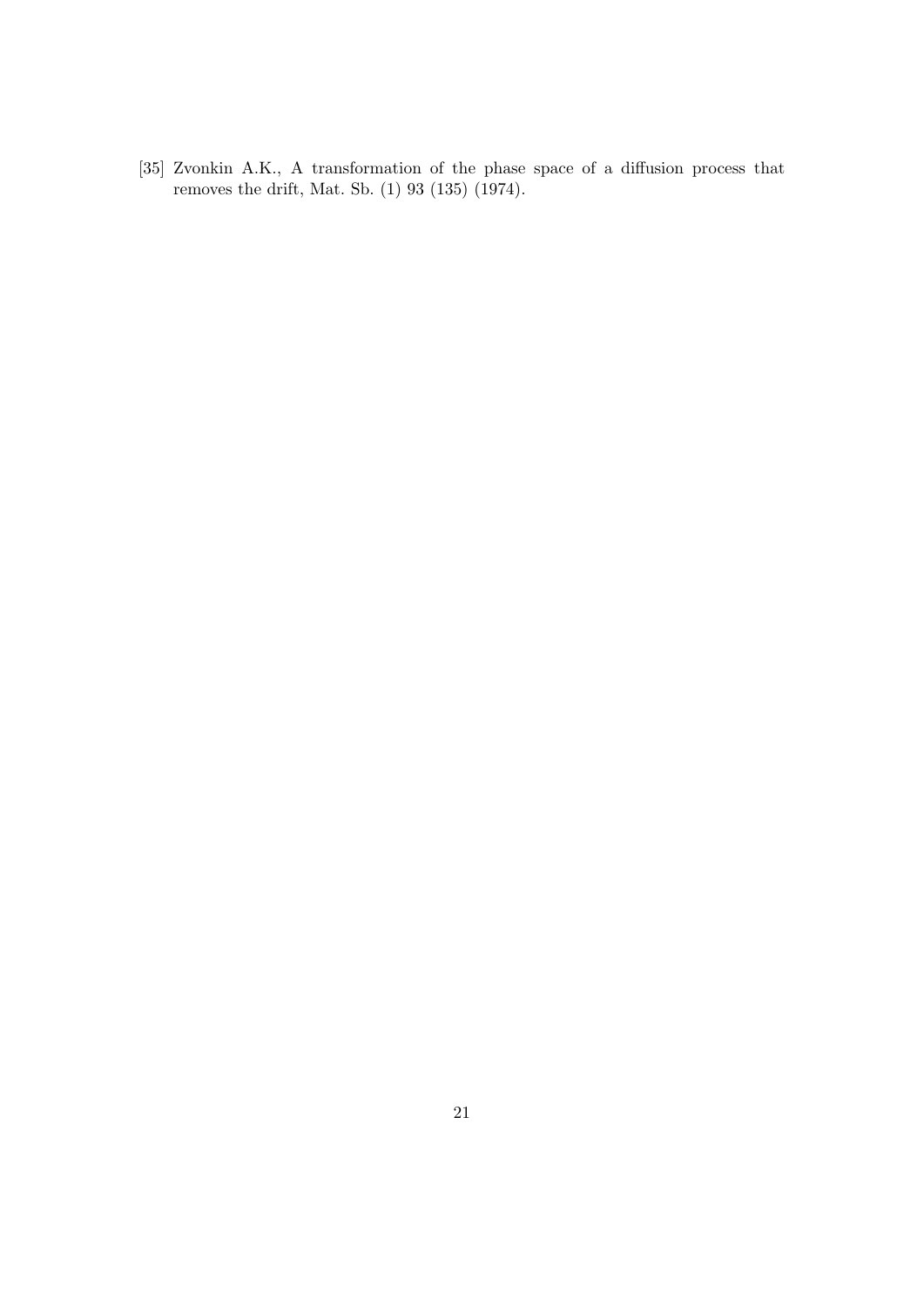[35] Zvonkin A.K., A transformation of the phase space of a diffusion process that removes the drift, Mat. Sb. (1) 93 (135) (1974).